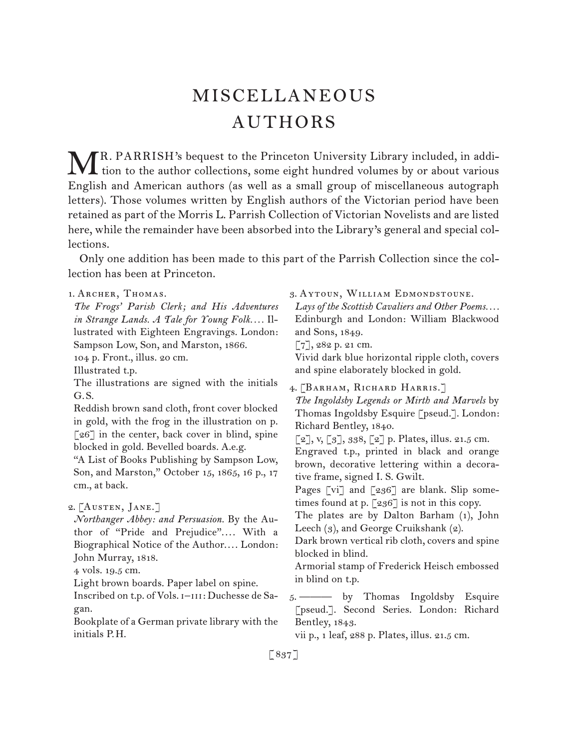# MISCELLANEOUS AUTHORS

MR. PARRISH's bequest to the Princeton University Library included, in addition to the author collections, some eight hundred volumes by or about various English and American authors (as well as a small group of miscellaneous autograph letters). Those volumes written by English authors of the Victorian period have been retained as part of the Morris L. Parrish Collection of Victorian Novelists and are listed here, while the remainder have been absorbed into the Library's general and special collections.

Only one addition has been made to this part of the Parrish Collection since the collection has been at Princeton.

1. Archer, Thomas.
   *The Frogs' Parish Clerk; and His Adventures in Strange Lands. A Tale for Young Folk*.... Illustrated with Eighteen Engravings. London: Sampson Low, Son, and Marston, 1866.
   104 p. Front., illus. 20 cm.
   Illustrated t.p.
   The illustrations are signed with the initials G.S.
   Reddish brown sand cloth, front cover blocked in gold, with the frog in the illustration on p. [26] in the center, back cover in blind, spine blocked in gold. Bevelled boards. A.e.g.
   "A List of Books Publishing by Sampson Low, Son, and Marston," October 15, 1865, 16 p., 17 cm., at back.

2. [Austen, Jane.]
   *Northanger Abbey: and Persuasion*. By the Author of "Pride and Prejudice".... With a Biographical Notice of the Author.... London: John Murray, 1818.
   4 vols. 19.5 cm.
   Light brown boards. Paper label on spine.
   Inscribed on t.p. of Vols. I–III: Duchesse de Sagan.
   Bookplate of a German private library with the initials P.H.

3. Aytoun, William Edmondstoune.
   *Lays of the Scottish Cavaliers and Other Poems*.... Edinburgh and London: William Blackwood and Sons, 1849.
   [7], 282 p. 21 cm.
   Vivid dark blue horizontal ripple cloth, covers and spine elaborately blocked in gold.

4. [Barham, Richard Harris.]
   *The Ingoldsby Legends or Mirth and Marvels* by Thomas Ingoldsby Esquire [pseud.]. London: Richard Bentley, 1840.
   [2], v, [3], 338, [2] p. Plates, illus. 21.5 cm.
   Engraved t.p., printed in black and orange brown, decorative lettering within a decorative frame, signed I. S. Gwilt.
   Pages [vi] and [236] are blank. Slip sometimes found at p. [236] is not in this copy.
   The plates are by Dalton Barham (1), John Leech (3), and George Cruikshank (2).
   Dark brown vertical rib cloth, covers and spine blocked in blind.
   Armorial stamp of Frederick Heisch embossed in blind on t.p.

5. ——— by Thomas Ingoldsby Esquire [pseud.]. Second Series. London: Richard Bentley, 1843.
   vii p., 1 leaf, 288 p. Plates, illus. 21.5 cm.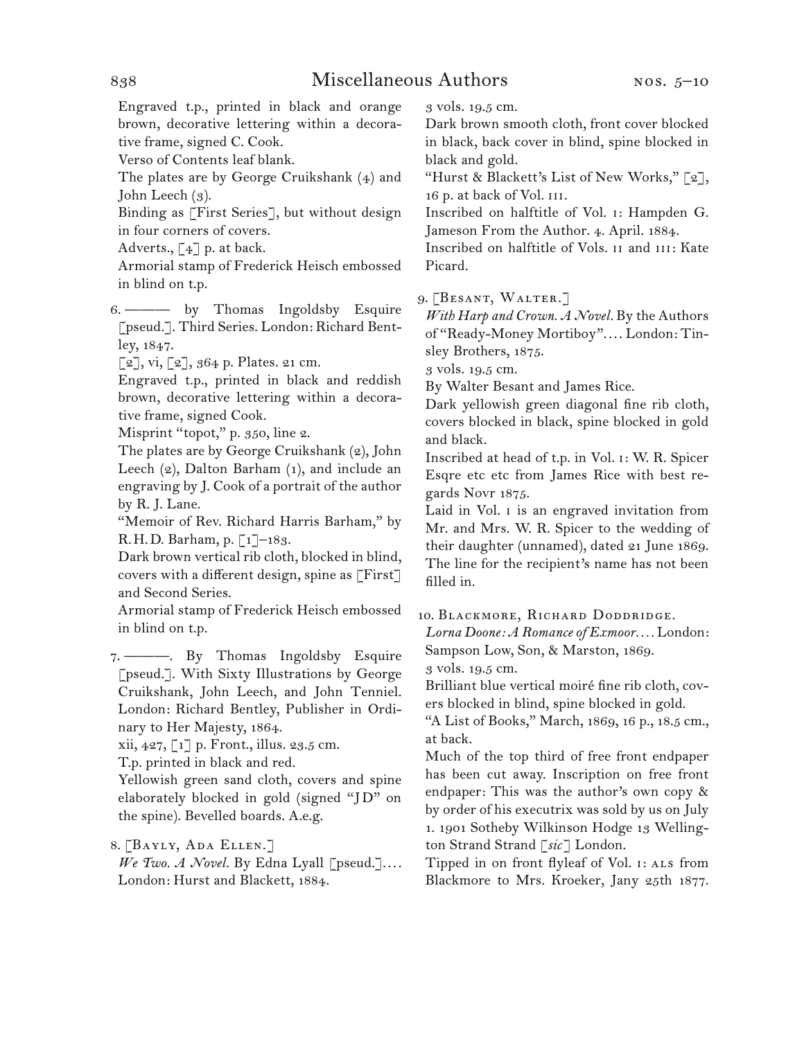Engraved t.p., printed in black and orange brown, decorative lettering within a decorative frame, signed C. Cook.

Verso of Contents leaf blank.

The plates are by George Cruikshank (4) and John Leech (3).

Binding as [First Series], but without design in four corners of covers.

Adverts., [4] p. at back.

Armorial stamp of Frederick Heisch embossed in blind on t.p.

6. ——— by Thomas Ingoldsby Esquire [pseud.]. Third Series. London: Richard Bentley, 1847.

[2], vi, [2], 364 p. Plates. 21 cm.

Engraved t.p., printed in black and reddish brown, decorative lettering within a decorative frame, signed Cook.

Misprint "topot," p. 350, line 2.

The plates are by George Cruikshank (2), John Leech (2), Dalton Barham (1), and include an engraving by J. Cook of a portrait of the author by R. J. Lane.

"Memoir of Rev. Richard Harris Barham," by R. H. D. Barham, p. [1]–183.

Dark brown vertical rib cloth, blocked in blind, covers with a different design, spine as [First] and Second Series.

Armorial stamp of Frederick Heisch embossed in blind on t.p.

7. ———. By Thomas Ingoldsby Esquire [pseud.]. With Sixty Illustrations by George Cruikshank, John Leech, and John Tenniel. London: Richard Bentley, Publisher in Ordinary to Her Majesty, 1864.

xii, 427, [1] p. Front., illus. 23.5 cm.

T.p. printed in black and red.

Yellowish green sand cloth, covers and spine elaborately blocked in gold (signed "JD" on the spine). Bevelled boards. A.e.g.

8. [Bayly, Ada Ellen.]

*We Two. A Novel.* By Edna Lyall [pseud.].... London: Hurst and Blackett, 1884.

3 vols. 19.5 cm.

Dark brown smooth cloth, front cover blocked in black, back cover in blind, spine blocked in black and gold.

"Hurst & Blackett's List of New Works," [2], 16 p. at back of Vol. III.

Inscribed on halftitle of Vol. I: Hampden G. Jameson From the Author. 4. April. 1884.

Inscribed on halftitle of Vols. II and III: Kate Picard.

9. [Besant, Walter.]

*With Harp and Crown. A Novel.* By the Authors of "Ready-Money Mortiboy".... London: Tinsley Brothers, 1875.

3 vols. 19.5 cm.

By Walter Besant and James Rice.

Dark yellowish green diagonal fine rib cloth, covers blocked in black, spine blocked in gold and black.

Inscribed at head of t.p. in Vol. I: W. R. Spicer Esqre etc etc from James Rice with best regards Novr 1875.

Laid in Vol. I is an engraved invitation from Mr. and Mrs. W. R. Spicer to the wedding of their daughter (unnamed), dated 21 June 1869. The line for the recipient's name has not been filled in.

10. Blackmore, Richard Doddridge.

*Lorna Doone: A Romance of Exmoor....* London: Sampson Low, Son, & Marston, 1869.

3 vols. 19.5 cm.

Brilliant blue vertical moiré fine rib cloth, covers blocked in blind, spine blocked in gold.

"A List of Books," March, 1869, 16 p., 18.5 cm., at back.

Much of the top third of free front endpaper has been cut away. Inscription on free front endpaper: This was the author's own copy & by order of his executrix was sold by us on July 1. 1901 Sotheby Wilkinson Hodge 13 Wellington Strand Strand [*sic*] London.

Tipped in on front flyleaf of Vol. I: ALS from Blackmore to Mrs. Kroeker, Jany 25th 1877.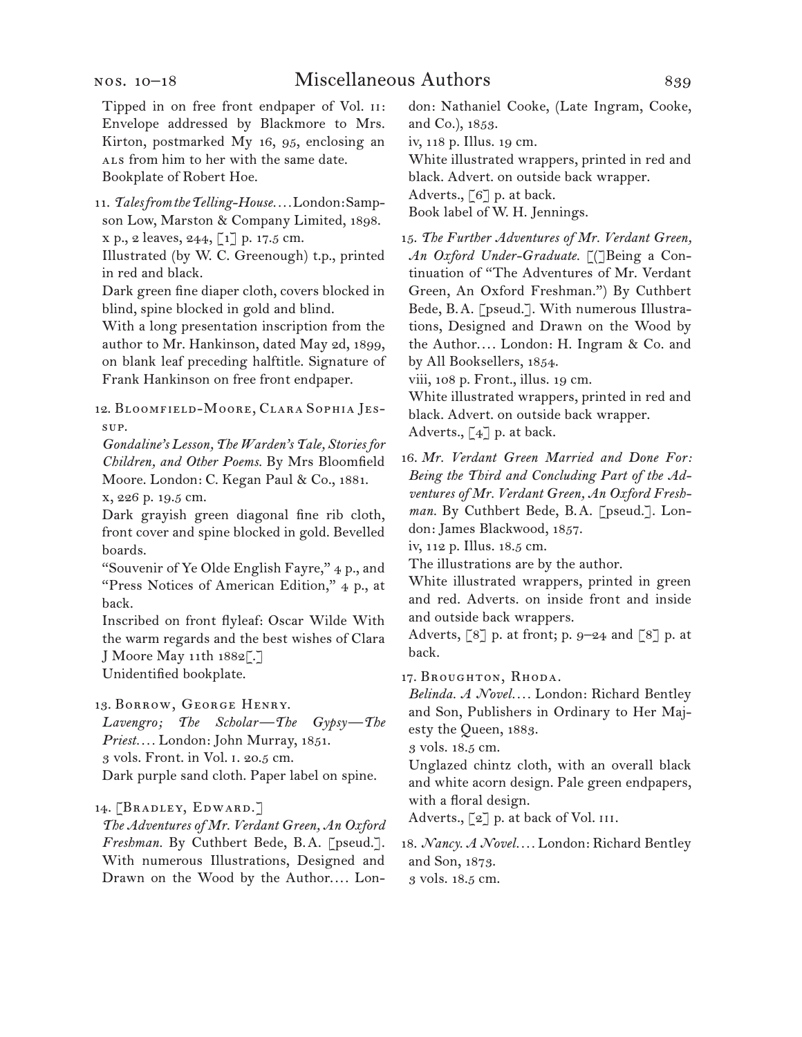Tipped in on free front endpaper of Vol. II: Envelope addressed by Blackmore to Mrs. Kirton, postmarked My 16, 95, enclosing an ALS from him to her with the same date.
Bookplate of Robert Hoe.

11. *Tales from the Telling-House. . . .* London: Sampson Low, Marston & Company Limited, 1898.
x p., 2 leaves, 244, [1] p. 17.5 cm.
Illustrated (by W. C. Greenough) t.p., printed in red and black.
Dark green fine diaper cloth, covers blocked in blind, spine blocked in gold and blind.
With a long presentation inscription from the author to Mr. Hankinson, dated May 2d, 1899, on blank leaf preceding halftitle. Signature of Frank Hankinson on free front endpaper.

12. Bloomfield-Moore, Clara Sophia Jessup.
*Gondaline's Lesson, The Warden's Tale, Stories for Children, and Other Poems.* By Mrs Bloomfield Moore. London: C. Kegan Paul & Co., 1881.
x, 226 p. 19.5 cm.
Dark grayish green diagonal fine rib cloth, front cover and spine blocked in gold. Bevelled boards.
"Souvenir of Ye Olde English Fayre," 4 p., and "Press Notices of American Edition," 4 p., at back.
Inscribed on front flyleaf: Oscar Wilde With the warm regards and the best wishes of Clara J Moore May 11th 1882[.]
Unidentified bookplate.

13. Borrow, George Henry.
*Lavengro; The Scholar—The Gypsy—The Priest. . . .* London: John Murray, 1851.
3 vols. Front. in Vol. I. 20.5 cm.
Dark purple sand cloth. Paper label on spine.

14. [Bradley, Edward.]
*The Adventures of Mr. Verdant Green, An Oxford Freshman.* By Cuthbert Bede, B.A. [pseud.]. With numerous Illustrations, Designed and Drawn on the Wood by the Author. . . . London: Nathaniel Cooke, (Late Ingram, Cooke, and Co.), 1853.
iv, 118 p. Illus. 19 cm.
White illustrated wrappers, printed in red and black. Advert. on outside back wrapper.
Adverts., [6] p. at back.
Book label of W. H. Jennings.

15. *The Further Adventures of Mr. Verdant Green, An Oxford Under-Graduate.* [(]Being a Continuation of "The Adventures of Mr. Verdant Green, An Oxford Freshman.") By Cuthbert Bede, B.A. [pseud.]. With numerous Illustrations, Designed and Drawn on the Wood by the Author. . . . London: H. Ingram & Co. and by All Booksellers, 1854.
viii, 108 p. Front., illus. 19 cm.
White illustrated wrappers, printed in red and black. Advert. on outside back wrapper.
Adverts., [4] p. at back.

16. *Mr. Verdant Green Married and Done For: Being the Third and Concluding Part of the Adventures of Mr. Verdant Green, An Oxford Freshman.* By Cuthbert Bede, B.A. [pseud.]. London: James Blackwood, 1857.
iv, 112 p. Illus. 18.5 cm.
The illustrations are by the author.
White illustrated wrappers, printed in green and red. Adverts. on inside front and inside and outside back wrappers.
Adverts, [8] p. at front; p. 9–24 and [8] p. at back.

17. Broughton, Rhoda.
*Belinda. A Novel. . . .* London: Richard Bentley and Son, Publishers in Ordinary to Her Majesty the Queen, 1883.
3 vols. 18.5 cm.
Unglazed chintz cloth, with an overall black and white acorn design. Pale green endpapers, with a floral design.
Adverts., [2] p. at back of Vol. III.

18. *Nancy. A Novel. . . .* London: Richard Bentley and Son, 1873.
3 vols. 18.5 cm.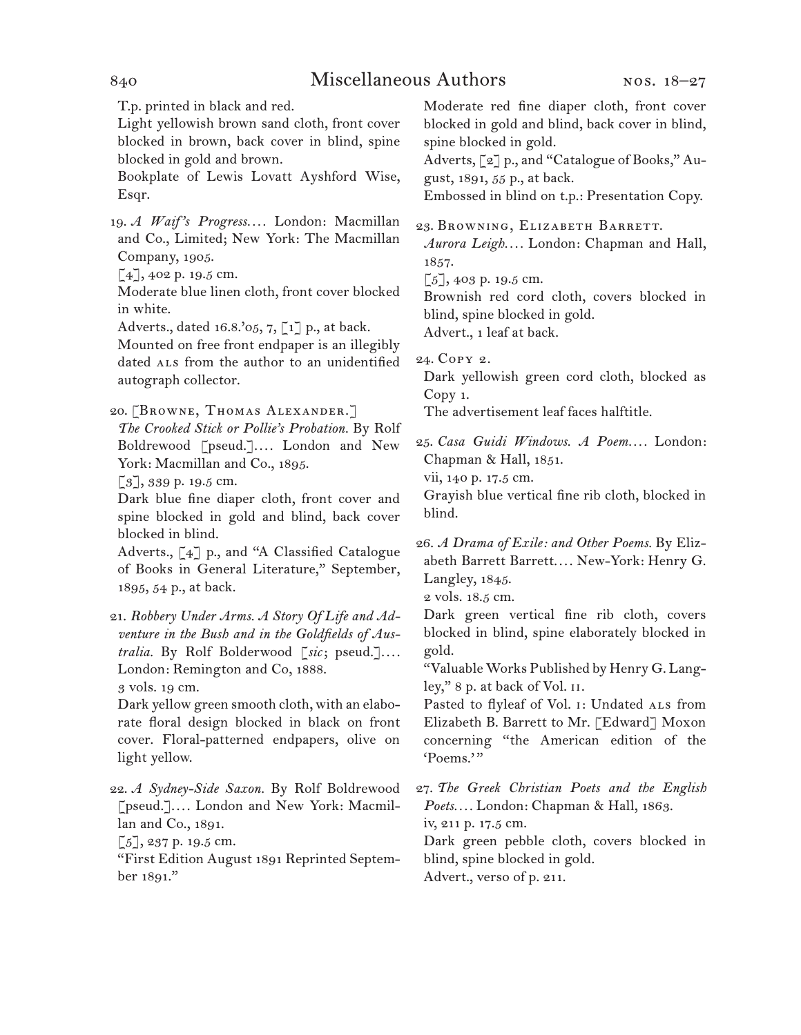T.p. printed in black and red.
Light yellowish brown sand cloth, front cover blocked in brown, back cover in blind, spine blocked in gold and brown.
Bookplate of Lewis Lovatt Ayshford Wise, Esqr.

19. *A Waif's Progress*.... London: Macmillan and Co., Limited; New York: The Macmillan Company, 1905.
[4], 402 p. 19.5 cm.
Moderate blue linen cloth, front cover blocked in white.
Adverts., dated 16.8.'05, 7, [1] p., at back.
Mounted on free front endpaper is an illegibly dated ALS from the author to an unidentified autograph collector.

20. [Browne, Thomas Alexander.]
*The Crooked Stick or Pollie's Probation*. By Rolf Boldrewood [pseud.].... London and New York: Macmillan and Co., 1895.
[3], 339 p. 19.5 cm.
Dark blue fine diaper cloth, front cover and spine blocked in gold and blind, back cover blocked in blind.
Adverts., [4] p., and "A Classified Catalogue of Books in General Literature," September, 1895, 54 p., at back.

21. *Robbery Under Arms. A Story Of Life and Adventure in the Bush and in the Goldfields of Australia*. By Rolf Bolderwood [*sic*; pseud.].... London: Remington and Co, 1888.
3 vols. 19 cm.
Dark yellow green smooth cloth, with an elaborate floral design blocked in black on front cover. Floral-patterned endpapers, olive on light yellow.

22. *A Sydney-Side Saxon*. By Rolf Boldrewood [pseud.].... London and New York: Macmillan and Co., 1891.
[5], 237 p. 19.5 cm.
"First Edition August 1891 Reprinted September 1891."
Moderate red fine diaper cloth, front cover blocked in gold and blind, back cover in blind, spine blocked in gold.
Adverts, [2] p., and "Catalogue of Books," August, 1891, 55 p., at back.
Embossed in blind on t.p.: Presentation Copy.

23. Browning, Elizabeth Barrett.
*Aurora Leigh*.... London: Chapman and Hall, 1857.
[5], 403 p. 19.5 cm.
Brownish red cord cloth, covers blocked in blind, spine blocked in gold.
Advert., 1 leaf at back.

24. Copy 2.
Dark yellowish green cord cloth, blocked as Copy 1.
The advertisement leaf faces halftitle.

25. *Casa Guidi Windows. A Poem*.... London: Chapman & Hall, 1851.
vii, 140 p. 17.5 cm.
Grayish blue vertical fine rib cloth, blocked in blind.

26. *A Drama of Exile: and Other Poems*. By Elizabeth Barrett Barrett.... New-York: Henry G. Langley, 1845.
2 vols. 18.5 cm.
Dark green vertical fine rib cloth, covers blocked in blind, spine elaborately blocked in gold.
"Valuable Works Published by Henry G. Langley," 8 p. at back of Vol. II.
Pasted to flyleaf of Vol. I: Undated ALS from Elizabeth B. Barrett to Mr. [Edward] Moxon concerning "the American edition of the 'Poems.'"

27. *The Greek Christian Poets and the English Poets*.... London: Chapman & Hall, 1863.
iv, 211 p. 17.5 cm.
Dark green pebble cloth, covers blocked in blind, spine blocked in gold.
Advert., verso of p. 211.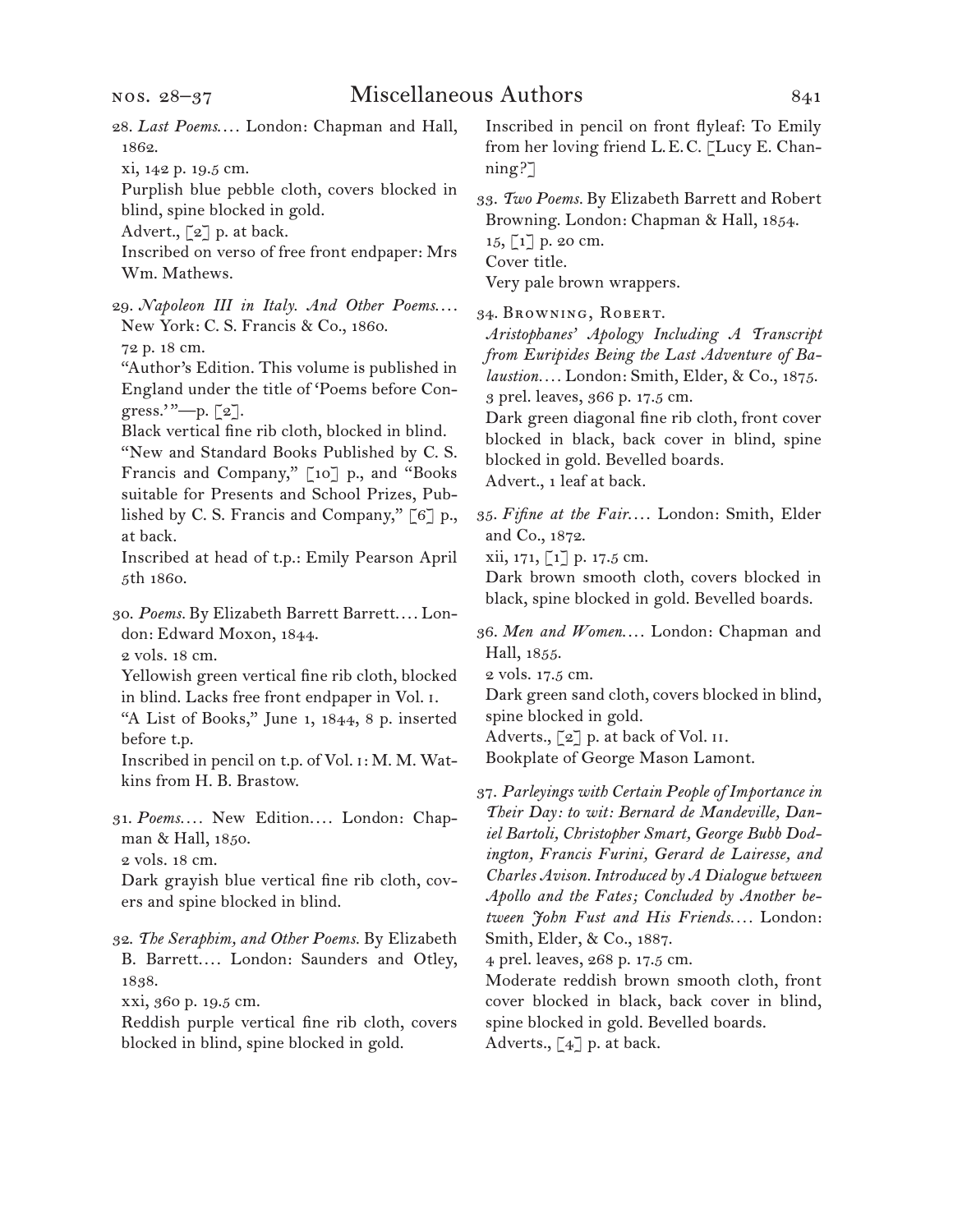28. *Last Poems.…* London: Chapman and Hall, 1862.
xi, 142 p. 19.5 cm.
Purplish blue pebble cloth, covers blocked in blind, spine blocked in gold.
Advert., [2] p. at back.
Inscribed on verso of free front endpaper: Mrs Wm. Mathews.

29. *Napoleon III in Italy. And Other Poems.…* New York: C. S. Francis & Co., 1860.
72 p. 18 cm.
"Author's Edition. This volume is published in England under the title of 'Poems before Congress.'"—p. [2].
Black vertical fine rib cloth, blocked in blind.
"New and Standard Books Published by C. S. Francis and Company," [10] p., and "Books suitable for Presents and School Prizes, Published by C. S. Francis and Company," [6] p., at back.
Inscribed at head of t.p.: Emily Pearson April 5th 1860.

30. *Poems.* By Elizabeth Barrett Barrett.… London: Edward Moxon, 1844.
2 vols. 18 cm.
Yellowish green vertical fine rib cloth, blocked in blind. Lacks free front endpaper in Vol. I.
"A List of Books," June 1, 1844, 8 p. inserted before t.p.
Inscribed in pencil on t.p. of Vol. I: M. M. Watkins from H. B. Brastow.

31. *Poems.…* New Edition.… London: Chapman & Hall, 1850.
2 vols. 18 cm.
Dark grayish blue vertical fine rib cloth, covers and spine blocked in blind.

32. *The Seraphim, and Other Poems.* By Elizabeth B. Barrett.… London: Saunders and Otley, 1838.
xxi, 360 p. 19.5 cm.
Reddish purple vertical fine rib cloth, covers blocked in blind, spine blocked in gold.
Inscribed in pencil on front flyleaf: To Emily from her loving friend L.E.C. [Lucy E. Channing?]

33. *Two Poems.* By Elizabeth Barrett and Robert Browning. London: Chapman & Hall, 1854.
15, [1] p. 20 cm.
Cover title.
Very pale brown wrappers.

34. Browning, Robert.
*Aristophanes' Apology Including A Transcript from Euripides Being the Last Adventure of Balaustion.…* London: Smith, Elder, & Co., 1875.
3 prel. leaves, 366 p. 17.5 cm.
Dark green diagonal fine rib cloth, front cover blocked in black, back cover in blind, spine blocked in gold. Bevelled boards.
Advert., 1 leaf at back.

35. *Fifine at the Fair.…* London: Smith, Elder and Co., 1872.
xii, 171, [1] p. 17.5 cm.
Dark brown smooth cloth, covers blocked in black, spine blocked in gold. Bevelled boards.

36. *Men and Women.…* London: Chapman and Hall, 1855.
2 vols. 17.5 cm.
Dark green sand cloth, covers blocked in blind, spine blocked in gold.
Adverts., [2] p. at back of Vol. II.
Bookplate of George Mason Lamont.

37. *Parleyings with Certain People of Importance in Their Day: to wit: Bernard de Mandeville, Daniel Bartoli, Christopher Smart, George Bubb Dodington, Francis Furini, Gerard de Lairesse, and Charles Avison. Introduced by A Dialogue between Apollo and the Fates; Concluded by Another between John Fust and His Friends.…* London: Smith, Elder, & Co., 1887.
4 prel. leaves, 268 p. 17.5 cm.
Moderate reddish brown smooth cloth, front cover blocked in black, back cover in blind, spine blocked in gold. Bevelled boards.
Adverts., [4] p. at back.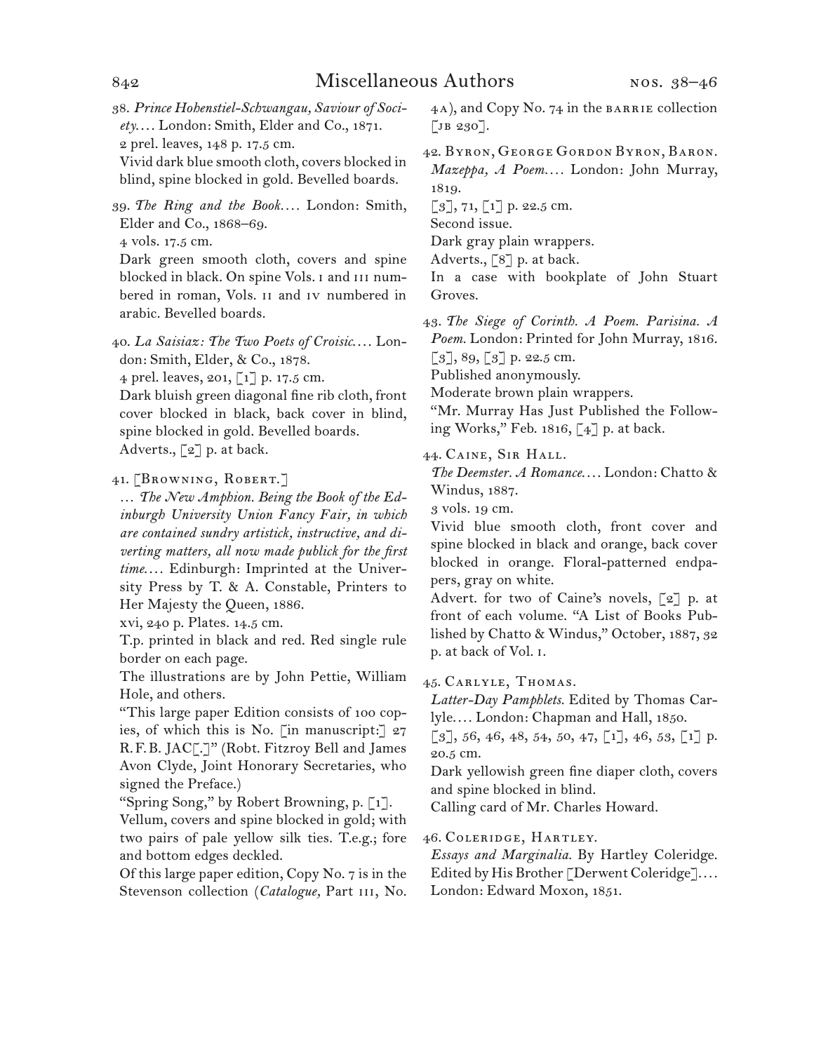38. *Prince Hohenstiel-Schwangau, Saviour of Society. . . .* London: Smith, Elder and Co., 1871.
2 prel. leaves, 148 p. 17.5 cm.
Vivid dark blue smooth cloth, covers blocked in blind, spine blocked in gold. Bevelled boards.

39. *The Ring and the Book. . . .* London: Smith, Elder and Co., 1868–69.
4 vols. 17.5 cm.
Dark green smooth cloth, covers and spine blocked in black. On spine Vols. I and III numbered in roman, Vols. II and IV numbered in arabic. Bevelled boards.

40. *La Saisiaz: The Two Poets of Croisic. . . .* London: Smith, Elder, & Co., 1878.
4 prel. leaves, 201, [1] p. 17.5 cm.
Dark bluish green diagonal fine rib cloth, front cover blocked in black, back cover in blind, spine blocked in gold. Bevelled boards.
Adverts., [2] p. at back.

41. [Browning, Robert.]
*. . . The New Amphion. Being the Book of the Edinburgh University Union Fancy Fair, in which are contained sundry artistick, instructive, and diverting matters, all now made publick for the first time. . . .* Edinburgh: Imprinted at the University Press by T. & A. Constable, Printers to Her Majesty the Queen, 1886.
xvi, 240 p. Plates. 14.5 cm.
T.p. printed in black and red. Red single rule border on each page.
The illustrations are by John Pettie, William Hole, and others.
"This large paper Edition consists of 100 copies, of which this is No. [in manuscript:] 27 R. F. B. JAC[.]" (Robt. Fitzroy Bell and James Avon Clyde, Joint Honorary Secretaries, who signed the Preface.)
"Spring Song," by Robert Browning, p. [1].
Vellum, covers and spine blocked in gold; with two pairs of pale yellow silk ties. T.e.g.; fore and bottom edges deckled.
Of this large paper edition, Copy No. 7 is in the Stevenson collection (*Catalogue,* Part III, No. 4A), and Copy No. 74 in the Barrie collection [JB 230].

42. Byron, George Gordon Byron, Baron.
*Mazeppa, A Poem. . . .* London: John Murray, 1819.
[3], 71, [1] p. 22.5 cm.
Second issue.
Dark gray plain wrappers.
Adverts., [8] p. at back.
In a case with bookplate of John Stuart Groves.

43. *The Siege of Corinth. A Poem. Parisina. A Poem.* London: Printed for John Murray, 1816.
[3], 89, [3] p. 22.5 cm.
Published anonymously.
Moderate brown plain wrappers.
"Mr. Murray Has Just Published the Following Works," Feb. 1816, [4] p. at back.

44. Caine, Sir Hall.
*The Deemster. A Romance. . . .* London: Chatto & Windus, 1887.
3 vols. 19 cm.
Vivid blue smooth cloth, front cover and spine blocked in black and orange, back cover blocked in orange. Floral-patterned endpapers, gray on white.
Advert. for two of Caine's novels, [2] p. at front of each volume. "A List of Books Published by Chatto & Windus," October, 1887, 32 p. at back of Vol. I.

45. Carlyle, Thomas.
*Latter-Day Pamphlets.* Edited by Thomas Carlyle. . . . London: Chapman and Hall, 1850.
[3], 56, 46, 48, 54, 50, 47, [1], 46, 53, [1] p. 20.5 cm.
Dark yellowish green fine diaper cloth, covers and spine blocked in blind.
Calling card of Mr. Charles Howard.

46. Coleridge, Hartley.
*Essays and Marginalia.* By Hartley Coleridge. Edited by His Brother [Derwent Coleridge]. . . . London: Edward Moxon, 1851.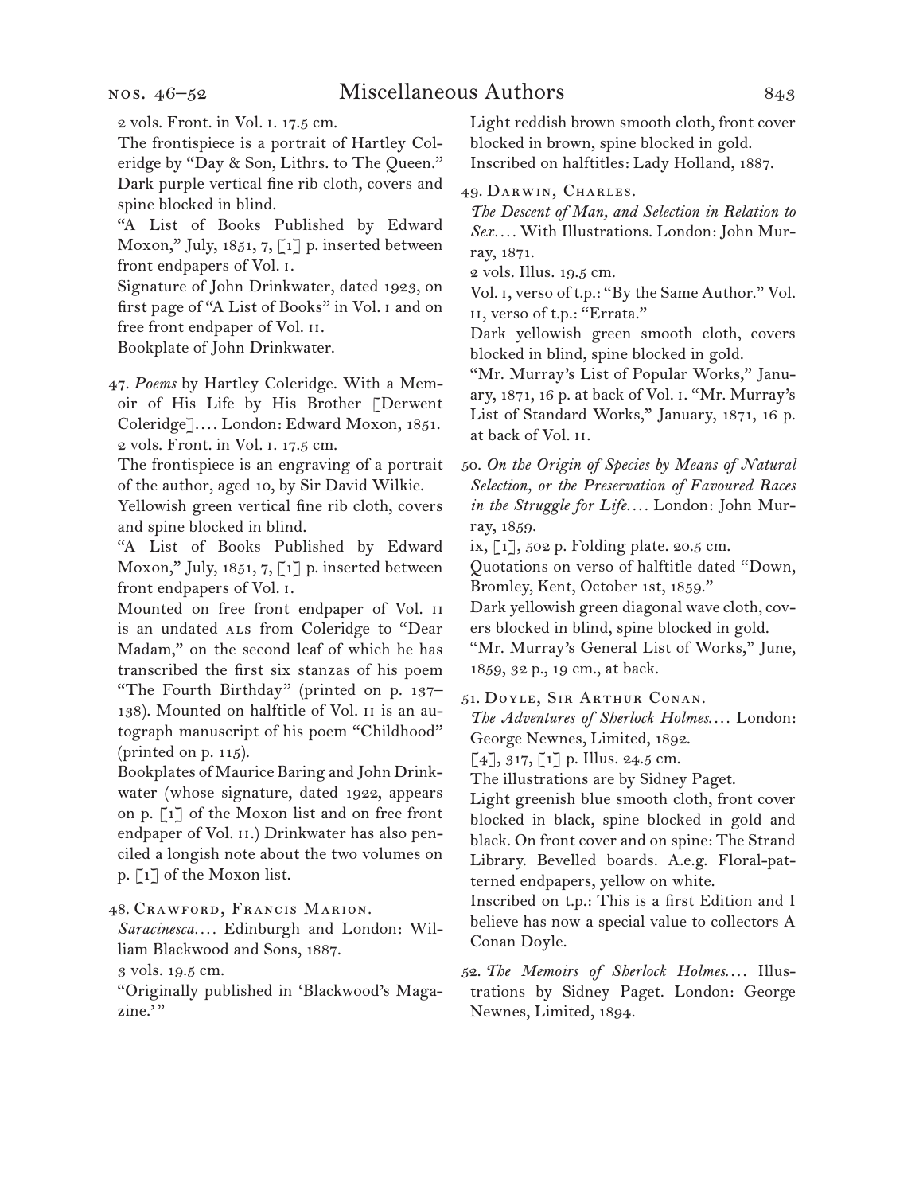2 vols. Front. in Vol. i. 17.5 cm.

The frontispiece is a portrait of Hartley Coleridge by "Day & Son, Lithrs. to The Queen."

Dark purple vertical fine rib cloth, covers and spine blocked in blind.

"A List of Books Published by Edward Moxon," July, 1851, 7, [1] p. inserted between front endpapers of Vol. i.

Signature of John Drinkwater, dated 1923, on first page of "A List of Books" in Vol. i and on free front endpaper of Vol. ii.

Bookplate of John Drinkwater.

47. *Poems* by Hartley Coleridge. With a Memoir of His Life by His Brother [Derwent Coleridge].... London: Edward Moxon, 1851.

2 vols. Front. in Vol. i. 17.5 cm.

The frontispiece is an engraving of a portrait of the author, aged 10, by Sir David Wilkie.

Yellowish green vertical fine rib cloth, covers and spine blocked in blind.

"A List of Books Published by Edward Moxon," July, 1851, 7, [1] p. inserted between front endpapers of Vol. i.

Mounted on free front endpaper of Vol. ii is an undated ALS from Coleridge to "Dear Madam," on the second leaf of which he has transcribed the first six stanzas of his poem "The Fourth Birthday" (printed on p. 137–138). Mounted on halftitle of Vol. ii is an autograph manuscript of his poem "Childhood" (printed on p. 115).

Bookplates of Maurice Baring and John Drinkwater (whose signature, dated 1922, appears on p. [1] of the Moxon list and on free front endpaper of Vol. ii.) Drinkwater has also penciled a longish note about the two volumes on p. [1] of the Moxon list.

48. Crawford, Francis Marion.

*Saracinesca*.... Edinburgh and London: William Blackwood and Sons, 1887.

3 vols. 19.5 cm.

"Originally published in 'Blackwood's Magazine.'"

Light reddish brown smooth cloth, front cover blocked in brown, spine blocked in gold.

Inscribed on halftitles: Lady Holland, 1887.

49. Darwin, Charles.

*The Descent of Man, and Selection in Relation to Sex*.... With Illustrations. London: John Murray, 1871.

2 vols. Illus. 19.5 cm.

Vol. i, verso of t.p.: "By the Same Author." Vol. ii, verso of t.p.: "Errata."

Dark yellowish green smooth cloth, covers blocked in blind, spine blocked in gold.

"Mr. Murray's List of Popular Works," January, 1871, 16 p. at back of Vol. i. "Mr. Murray's List of Standard Works," January, 1871, 16 p. at back of Vol. ii.

50. *On the Origin of Species by Means of Natural Selection, or the Preservation of Favoured Races in the Struggle for Life*.... London: John Murray, 1859.

ix, [1], 502 p. Folding plate. 20.5 cm.

Quotations on verso of halftitle dated "Down, Bromley, Kent, October 1st, 1859."

Dark yellowish green diagonal wave cloth, covers blocked in blind, spine blocked in gold.

"Mr. Murray's General List of Works," June, 1859, 32 p., 19 cm., at back.

51. Doyle, Sir Arthur Conan.

*The Adventures of Sherlock Holmes*.... London: George Newnes, Limited, 1892.

[4], 317, [1] p. Illus. 24.5 cm.

The illustrations are by Sidney Paget.

Light greenish blue smooth cloth, front cover blocked in black, spine blocked in gold and black. On front cover and on spine: The Strand Library. Bevelled boards. A.e.g. Floral-patterned endpapers, yellow on white.

Inscribed on t.p.: This is a first Edition and I believe has now a special value to collectors A Conan Doyle.

52. *The Memoirs of Sherlock Holmes*.... Illustrations by Sidney Paget. London: George Newnes, Limited, 1894.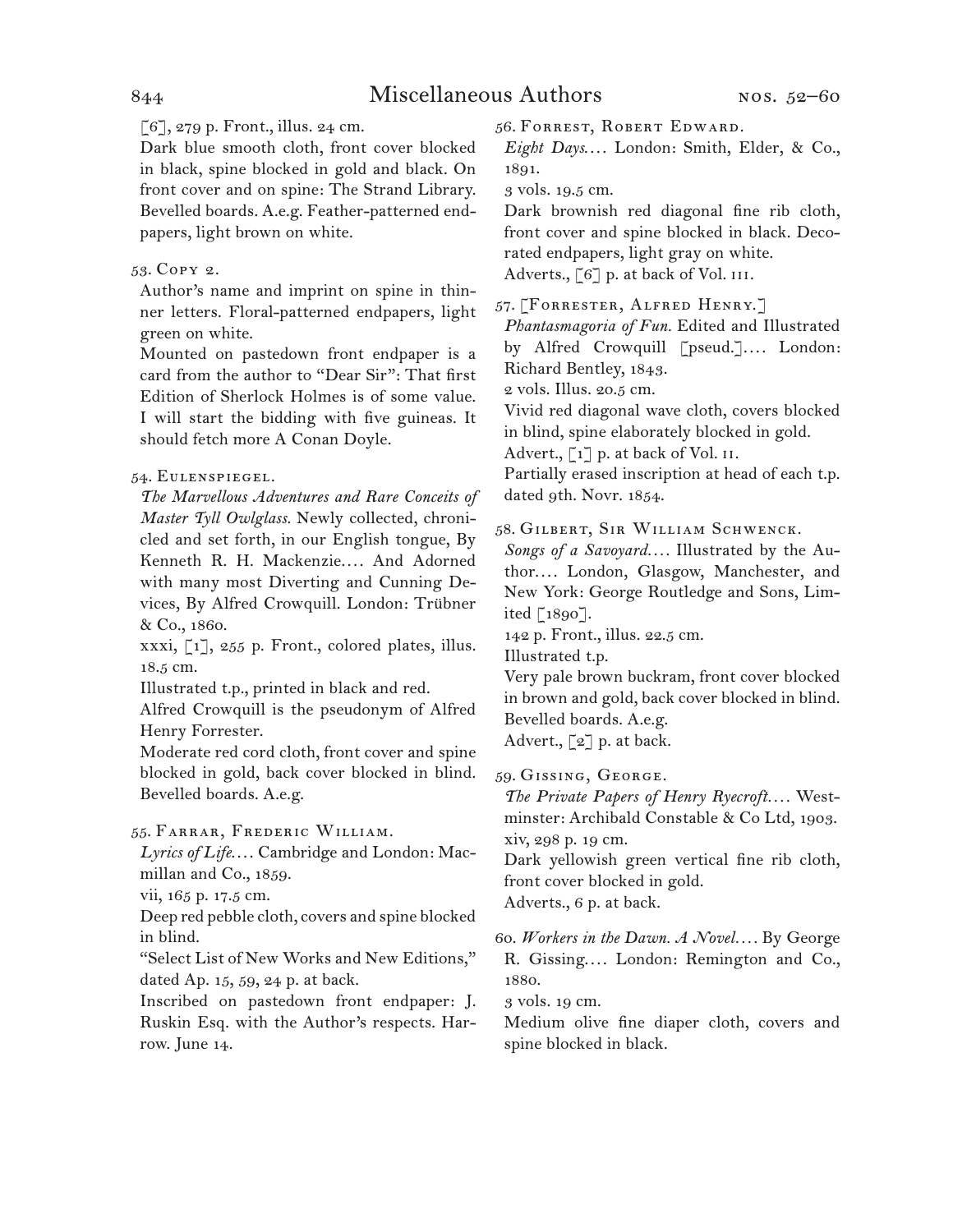[6], 279 p. Front., illus. 24 cm.

Dark blue smooth cloth, front cover blocked in black, spine blocked in gold and black. On front cover and on spine: The Strand Library. Bevelled boards. A.e.g. Feather-patterned endpapers, light brown on white.

53. Copy 2.

Author's name and imprint on spine in thinner letters. Floral-patterned endpapers, light green on white.

Mounted on pastedown front endpaper is a card from the author to "Dear Sir": That first Edition of Sherlock Holmes is of some value. I will start the bidding with five guineas. It should fetch more A Conan Doyle.

54. Eulenspiegel.

*The Marvellous Adventures and Rare Conceits of Master Tyll Owlglass.* Newly collected, chronicled and set forth, in our English tongue, By Kenneth R. H. Mackenzie.... And Adorned with many most Diverting and Cunning Devices, By Alfred Crowquill. London: Trübner & Co., 1860.

xxxi, [1], 255 p. Front., colored plates, illus. 18.5 cm.

Illustrated t.p., printed in black and red.

Alfred Crowquill is the pseudonym of Alfred Henry Forrester.

Moderate red cord cloth, front cover and spine blocked in gold, back cover blocked in blind. Bevelled boards. A.e.g.

55. Farrar, Frederic William.

*Lyrics of Life....* Cambridge and London: Macmillan and Co., 1859.

vii, 165 p. 17.5 cm.

Deep red pebble cloth, covers and spine blocked in blind.

"Select List of New Works and New Editions," dated Ap. 15, 59, 24 p. at back.

Inscribed on pastedown front endpaper: J. Ruskin Esq. with the Author's respects. Harrow. June 14.

56. Forrest, Robert Edward.

*Eight Days....* London: Smith, Elder, & Co., 1891.

3 vols. 19.5 cm.

Dark brownish red diagonal fine rib cloth, front cover and spine blocked in black. Decorated endpapers, light gray on white.

Adverts., [6] p. at back of Vol. III.

57. [Forrester, Alfred Henry.]

*Phantasmagoria of Fun.* Edited and Illustrated by Alfred Crowquill [pseud.].... London: Richard Bentley, 1843.

2 vols. Illus. 20.5 cm.

Vivid red diagonal wave cloth, covers blocked in blind, spine elaborately blocked in gold.

Advert., [1] p. at back of Vol. II.

Partially erased inscription at head of each t.p. dated 9th. Novr. 1854.

58. Gilbert, Sir William Schwenck.

*Songs of a Savoyard....* Illustrated by the Author.... London, Glasgow, Manchester, and New York: George Routledge and Sons, Limited [1890].

142 p. Front., illus. 22.5 cm.

Illustrated t.p.

Very pale brown buckram, front cover blocked in brown and gold, back cover blocked in blind. Bevelled boards. A.e.g.

Advert., [2] p. at back.

59. Gissing, George.

*The Private Papers of Henry Ryecroft....* Westminster: Archibald Constable & Co Ltd, 1903.

xiv, 298 p. 19 cm.

Dark yellowish green vertical fine rib cloth, front cover blocked in gold.

Adverts., 6 p. at back.

60. *Workers in the Dawn. A Novel....* By George R. Gissing.... London: Remington and Co., 1880.

3 vols. 19 cm.

Medium olive fine diaper cloth, covers and spine blocked in black.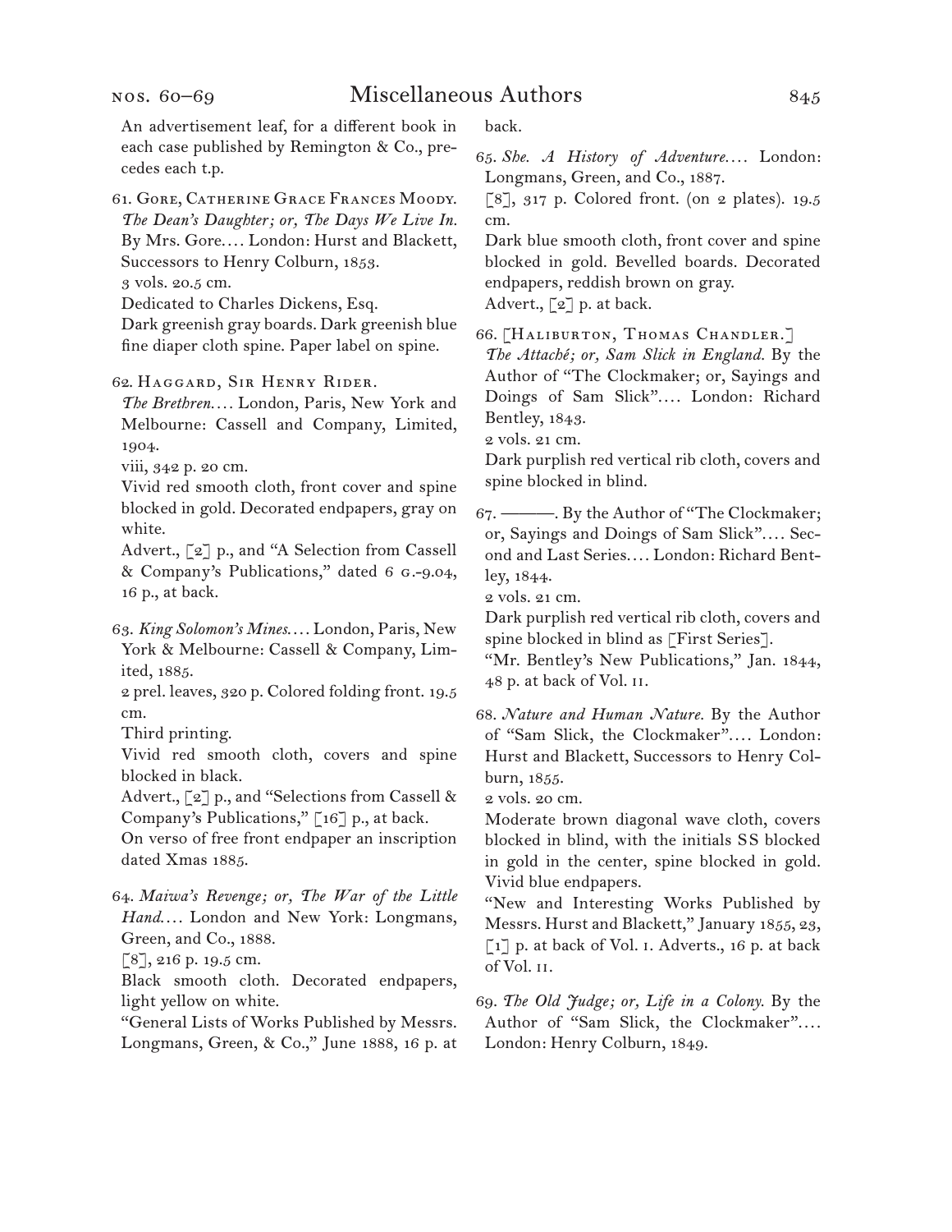An advertisement leaf, for a different book in each case published by Remington & Co., precedes each t.p.

61. Gore, Catherine Grace Frances Moody.
*The Dean's Daughter; or, The Days We Live In.* By Mrs. Gore.... London: Hurst and Blackett, Successors to Henry Colburn, 1853.
3 vols. 20.5 cm.
Dedicated to Charles Dickens, Esq.
Dark greenish gray boards. Dark greenish blue fine diaper cloth spine. Paper label on spine.

62. Haggard, Sir Henry Rider.
*The Brethren....* London, Paris, New York and Melbourne: Cassell and Company, Limited, 1904.
viii, 342 p. 20 cm.
Vivid red smooth cloth, front cover and spine blocked in gold. Decorated endpapers, gray on white.
Advert., [2] p., and "A Selection from Cassell & Company's Publications," dated 6 G.-9.04, 16 p., at back.

63. *King Solomon's Mines....* London, Paris, New York & Melbourne: Cassell & Company, Limited, 1885.
2 prel. leaves, 320 p. Colored folding front. 19.5 cm.
Third printing.
Vivid red smooth cloth, covers and spine blocked in black.
Advert., [2] p., and "Selections from Cassell & Company's Publications," [16] p., at back.
On verso of free front endpaper an inscription dated Xmas 1885.

64. *Maiwa's Revenge; or, The War of the Little Hand....* London and New York: Longmans, Green, and Co., 1888.
[8], 216 p. 19.5 cm.
Black smooth cloth. Decorated endpapers, light yellow on white.
"General Lists of Works Published by Messrs. Longmans, Green, & Co.," June 1888, 16 p. at back.

65. *She. A History of Adventure....* London: Longmans, Green, and Co., 1887.
[8], 317 p. Colored front. (on 2 plates). 19.5 cm.
Dark blue smooth cloth, front cover and spine blocked in gold. Bevelled boards. Decorated endpapers, reddish brown on gray.
Advert., [2] p. at back.

66. [Haliburton, Thomas Chandler.]
*The Attaché; or, Sam Slick in England.* By the Author of "The Clockmaker; or, Sayings and Doings of Sam Slick".... London: Richard Bentley, 1843.
2 vols. 21 cm.
Dark purplish red vertical rib cloth, covers and spine blocked in blind.

67. ———. By the Author of "The Clockmaker; or, Sayings and Doings of Sam Slick".... Second and Last Series.... London: Richard Bentley, 1844.
2 vols. 21 cm.
Dark purplish red vertical rib cloth, covers and spine blocked in blind as [First Series].
"Mr. Bentley's New Publications," Jan. 1844, 48 p. at back of Vol. II.

68. *Nature and Human Nature.* By the Author of "Sam Slick, the Clockmaker".... London: Hurst and Blackett, Successors to Henry Colburn, 1855.
2 vols. 20 cm.
Moderate brown diagonal wave cloth, covers blocked in blind, with the initials SS blocked in gold in the center, spine blocked in gold. Vivid blue endpapers.
"New and Interesting Works Published by Messrs. Hurst and Blackett," January 1855, 23, [1] p. at back of Vol. I. Adverts., 16 p. at back of Vol. II.

69. *The Old Judge; or, Life in a Colony.* By the Author of "Sam Slick, the Clockmaker".... London: Henry Colburn, 1849.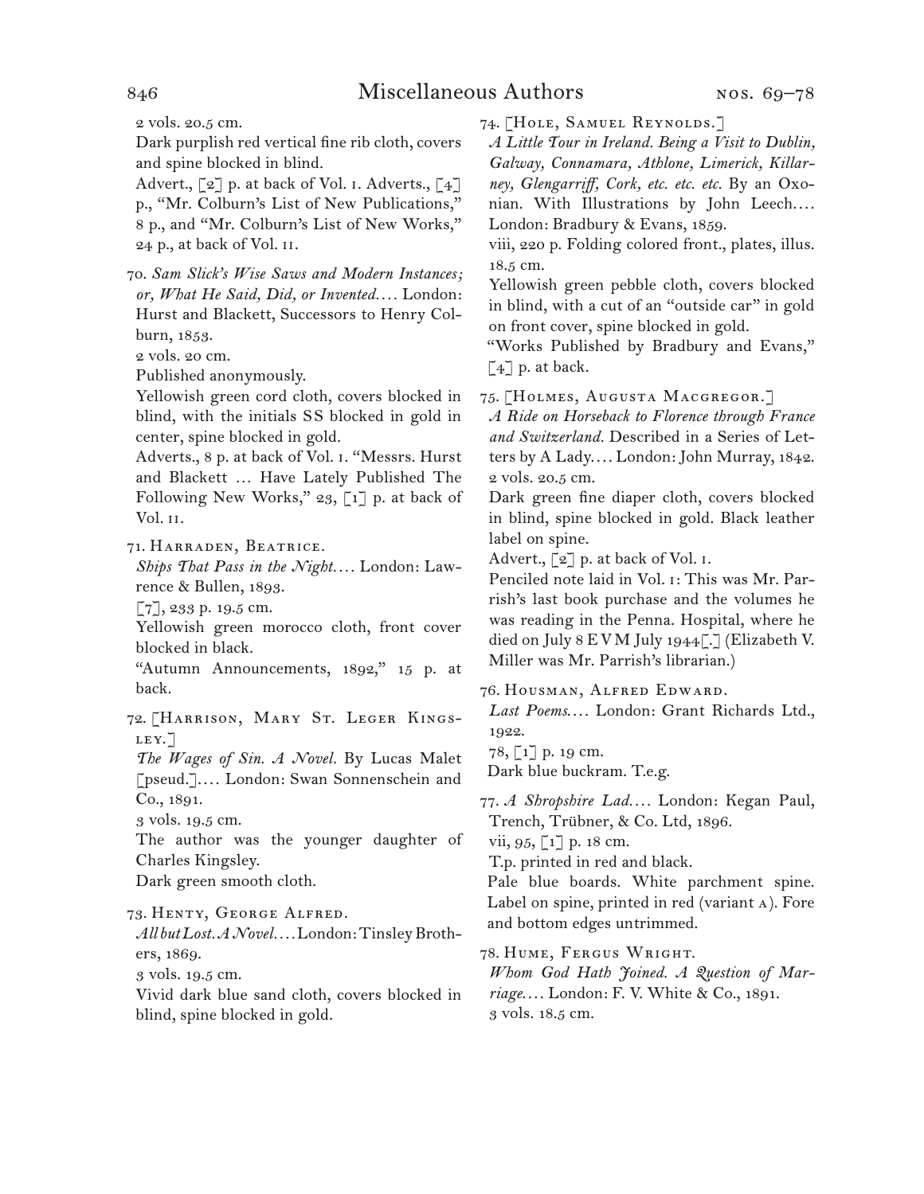2 vols. 20.5 cm.

Dark purplish red vertical fine rib cloth, covers and spine blocked in blind.

Advert., [2] p. at back of Vol. i. Adverts., [4] p., "Mr. Colburn's List of New Publications," 8 p., and "Mr. Colburn's List of New Works," 24 p., at back of Vol. ii.

70. *Sam Slick's Wise Saws and Modern Instances; or, What He Said, Did, or Invented....* London: Hurst and Blackett, Successors to Henry Colburn, 1853.

2 vols. 20 cm.

Published anonymously.

Yellowish green cord cloth, covers blocked in blind, with the initials SS blocked in gold in center, spine blocked in gold.

Adverts., 8 p. at back of Vol. i. "Messrs. Hurst and Blackett … Have Lately Published The Following New Works," 23, [1] p. at back of Vol. ii.

71. Harraden, Beatrice.

*Ships That Pass in the Night....* London: Lawrence & Bullen, 1893.

[7], 233 p. 19.5 cm.

Yellowish green morocco cloth, front cover blocked in black.

"Autumn Announcements, 1892," 15 p. at back.

72. [Harrison, Mary St. Leger Kingsley.]

*The Wages of Sin. A Novel.* By Lucas Malet [pseud.].... London: Swan Sonnenschein and Co., 1891.

3 vols. 19.5 cm.

The author was the younger daughter of Charles Kingsley.

Dark green smooth cloth.

73. Henty, George Alfred.

*All but Lost. A Novel....* London: Tinsley Brothers, 1869.

3 vols. 19.5 cm.

Vivid dark blue sand cloth, covers blocked in blind, spine blocked in gold.

74. [Hole, Samuel Reynolds.]

*A Little Tour in Ireland. Being a Visit to Dublin, Galway, Connamara, Athlone, Limerick, Killarney, Glengarriff, Cork, etc. etc. etc.* By an Oxonian. With Illustrations by John Leech.... London: Bradbury & Evans, 1859.

viii, 220 p. Folding colored front., plates, illus. 18.5 cm.

Yellowish green pebble cloth, covers blocked in blind, with a cut of an "outside car" in gold on front cover, spine blocked in gold.

"Works Published by Bradbury and Evans," [4] p. at back.

75. [Holmes, Augusta Macgregor.]

*A Ride on Horseback to Florence through France and Switzerland.* Described in a Series of Letters by A Lady.... London: John Murray, 1842.

2 vols. 20.5 cm.

Dark green fine diaper cloth, covers blocked in blind, spine blocked in gold. Black leather label on spine.

Advert., [2] p. at back of Vol. i.

Penciled note laid in Vol. i: This was Mr. Parrish's last book purchase and the volumes he was reading in the Penna. Hospital, where he died on July 8 EVM July 1944[.] (Elizabeth V. Miller was Mr. Parrish's librarian.)

76. Housman, Alfred Edward.

*Last Poems....* London: Grant Richards Ltd., 1922.

78, [1] p. 19 cm.

Dark blue buckram. T.e.g.

77. *A Shropshire Lad....* London: Kegan Paul, Trench, Trübner, & Co. Ltd, 1896.

vii, 95, [1] p. 18 cm.

T.p. printed in red and black.

Pale blue boards. White parchment spine. Label on spine, printed in red (variant a). Fore and bottom edges untrimmed.

78. Hume, Fergus Wright.

*Whom God Hath Joined. A Question of Marriage....* London: F. V. White & Co., 1891.

3 vols. 18.5 cm.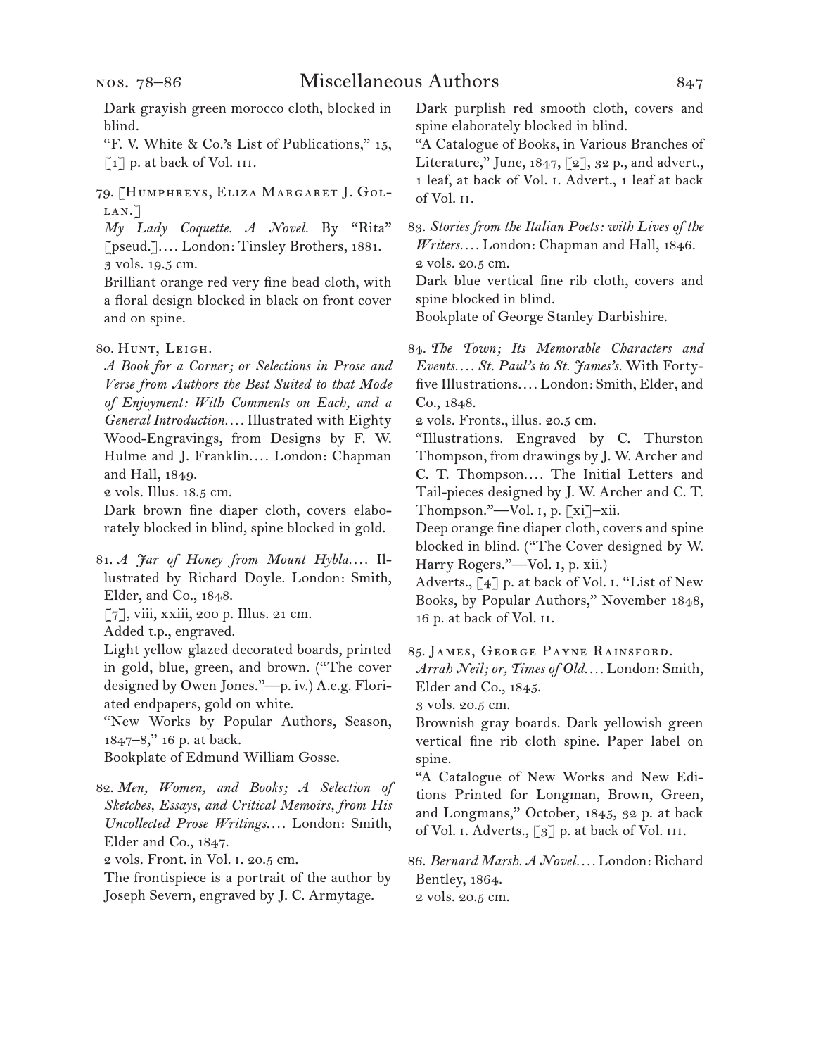Dark grayish green morocco cloth, blocked in blind.

"F. V. White & Co.'s List of Publications," 15, [1] p. at back of Vol. III.

79. [Humphreys, Eliza Margaret J. Gollan.]

*My Lady Coquette. A Novel.* By "Rita" [pseud.].... London: Tinsley Brothers, 1881.

3 vols. 19.5 cm.

Brilliant orange red very fine bead cloth, with a floral design blocked in black on front cover and on spine.

80. Hunt, Leigh.

*A Book for a Corner; or Selections in Prose and Verse from Authors the Best Suited to that Mode of Enjoyment: With Comments on Each, and a General Introduction....* Illustrated with Eighty Wood-Engravings, from Designs by F. W. Hulme and J. Franklin.... London: Chapman and Hall, 1849.

2 vols. Illus. 18.5 cm.

Dark brown fine diaper cloth, covers elaborately blocked in blind, spine blocked in gold.

81. *A Jar of Honey from Mount Hybla....* Illustrated by Richard Doyle. London: Smith, Elder, and Co., 1848.

[7], viii, xxiii, 200 p. Illus. 21 cm.

Added t.p., engraved.

Light yellow glazed decorated boards, printed in gold, blue, green, and brown. ("The cover designed by Owen Jones."—p. iv.) A.e.g. Floriated endpapers, gold on white.

"New Works by Popular Authors, Season, 1847–8," 16 p. at back.

Bookplate of Edmund William Gosse.

82. *Men, Women, and Books; A Selection of Sketches, Essays, and Critical Memoirs, from His Uncollected Prose Writings....* London: Smith, Elder and Co., 1847.

2 vols. Front. in Vol. I. 20.5 cm.

The frontispiece is a portrait of the author by Joseph Severn, engraved by J. C. Armytage.

Dark purplish red smooth cloth, covers and spine elaborately blocked in blind.

"A Catalogue of Books, in Various Branches of Literature," June, 1847, [2], 32 p., and advert., 1 leaf, at back of Vol. I. Advert., 1 leaf at back of Vol. II.

83. *Stories from the Italian Poets: with Lives of the Writers....* London: Chapman and Hall, 1846.

2 vols. 20.5 cm.

Dark blue vertical fine rib cloth, covers and spine blocked in blind.

Bookplate of George Stanley Darbishire.

84. *The Town; Its Memorable Characters and Events.... St. Paul's to St. James's.* With Forty-five Illustrations.... London: Smith, Elder, and Co., 1848.

2 vols. Fronts., illus. 20.5 cm.

"Illustrations. Engraved by C. Thurston Thompson, from drawings by J. W. Archer and C. T. Thompson.... The Initial Letters and Tail-pieces designed by J. W. Archer and C. T. Thompson."—Vol. I, p. [xi]–xii.

Deep orange fine diaper cloth, covers and spine blocked in blind. ("The Cover designed by W. Harry Rogers."—Vol. I, p. xii.)

Adverts., [4] p. at back of Vol. I. "List of New Books, by Popular Authors," November 1848, 16 p. at back of Vol. II.

85. James, George Payne Rainsford.

*Arrah Neil; or, Times of Old....* London: Smith, Elder and Co., 1845.

3 vols. 20.5 cm.

Brownish gray boards. Dark yellowish green vertical fine rib cloth spine. Paper label on spine.

"A Catalogue of New Works and New Editions Printed for Longman, Brown, Green, and Longmans," October, 1845, 32 p. at back of Vol. I. Adverts., [3] p. at back of Vol. III.

86. *Bernard Marsh. A Novel....* London: Richard Bentley, 1864.

2 vols. 20.5 cm.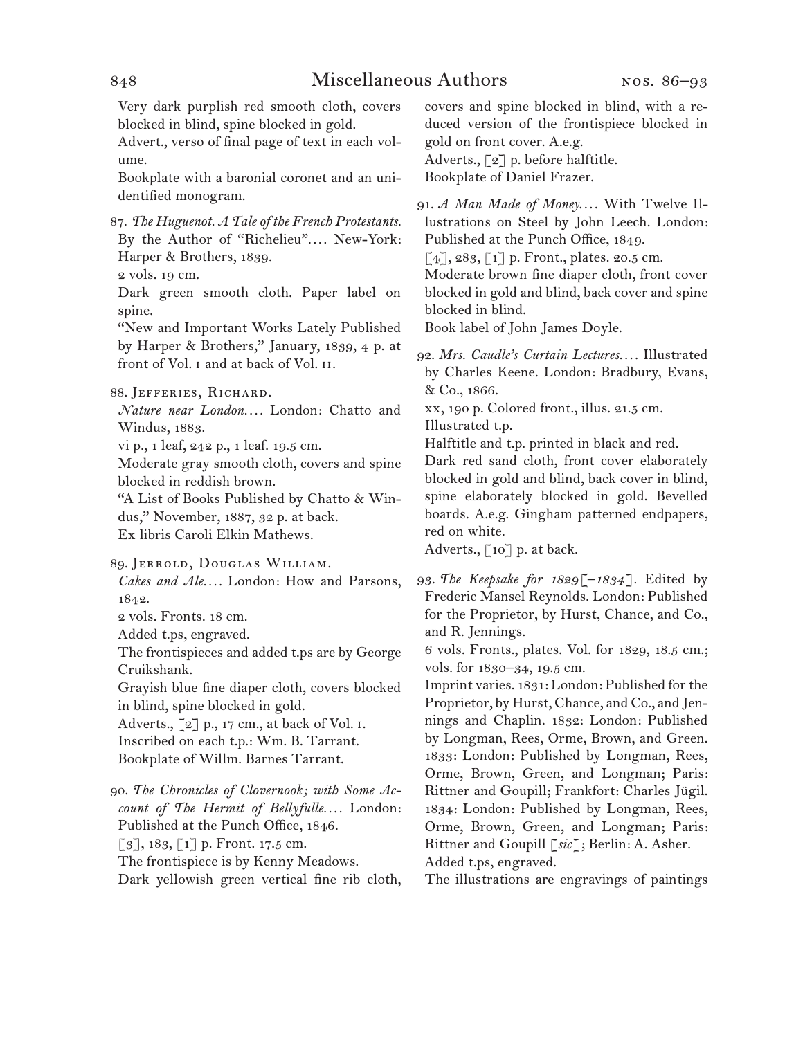Very dark purplish red smooth cloth, covers blocked in blind, spine blocked in gold.

Advert., verso of final page of text in each volume.

Bookplate with a baronial coronet and an unidentified monogram.

87. *The Huguenot. A Tale of the French Protestants.* By the Author of "Richelieu".... New-York: Harper & Brothers, 1839.

2 vols. 19 cm.

Dark green smooth cloth. Paper label on spine.

"New and Important Works Lately Published by Harper & Brothers," January, 1839, 4 p. at front of Vol. i and at back of Vol. ii.

88. Jefferies, Richard.

*Nature near London....* London: Chatto and Windus, 1883.

vi p., 1 leaf, 242 p., 1 leaf. 19.5 cm.

Moderate gray smooth cloth, covers and spine blocked in reddish brown.

"A List of Books Published by Chatto & Windus," November, 1887, 32 p. at back.

Ex libris Caroli Elkin Mathews.

89. Jerrold, Douglas William.

*Cakes and Ale....* London: How and Parsons, 1842.

2 vols. Fronts. 18 cm.

Added t.ps, engraved.

The frontispieces and added t.ps are by George Cruikshank.

Grayish blue fine diaper cloth, covers blocked in blind, spine blocked in gold.

Adverts., [2] p., 17 cm., at back of Vol. i.

Inscribed on each t.p.: Wm. B. Tarrant.

Bookplate of Willm. Barnes Tarrant.

90. *The Chronicles of Clovernook; with Some Account of The Hermit of Bellyfulle....* London: Published at the Punch Office, 1846.

[3], 183, [1] p. Front. 17.5 cm.

The frontispiece is by Kenny Meadows.

Dark yellowish green vertical fine rib cloth, covers and spine blocked in blind, with a reduced version of the frontispiece blocked in gold on front cover. A.e.g.

Adverts., [2] p. before halftitle.

Bookplate of Daniel Frazer.

91. *A Man Made of Money....* With Twelve Illustrations on Steel by John Leech. London: Published at the Punch Office, 1849.

[4], 283, [1] p. Front., plates. 20.5 cm.

Moderate brown fine diaper cloth, front cover blocked in gold and blind, back cover and spine blocked in blind.

Book label of John James Doyle.

92. *Mrs. Caudle's Curtain Lectures....* Illustrated by Charles Keene. London: Bradbury, Evans, & Co., 1866.

xx, 190 p. Colored front., illus. 21.5 cm.

Illustrated t.p.

Halftitle and t.p. printed in black and red.

Dark red sand cloth, front cover elaborately blocked in gold and blind, back cover in blind, spine elaborately blocked in gold. Bevelled boards. A.e.g. Gingham patterned endpapers, red on white.

Adverts., [10] p. at back.

93. *The Keepsake for 1829*[*–1834*]. Edited by Frederic Mansel Reynolds. London: Published for the Proprietor, by Hurst, Chance, and Co., and R. Jennings.

6 vols. Fronts., plates. Vol. for 1829, 18.5 cm.; vols. for 1830–34, 19.5 cm.

Imprint varies. 1831: London: Published for the Proprietor, by Hurst, Chance, and Co., and Jennings and Chaplin. 1832: London: Published by Longman, Rees, Orme, Brown, and Green. 1833: London: Published by Longman, Rees, Orme, Brown, Green, and Longman; Paris: Rittner and Goupill; Frankfort: Charles Jügil. 1834: London: Published by Longman, Rees, Orme, Brown, Green, and Longman; Paris: Rittner and Goupill [*sic*]; Berlin: A. Asher.

Added t.ps, engraved.

The illustrations are engravings of paintings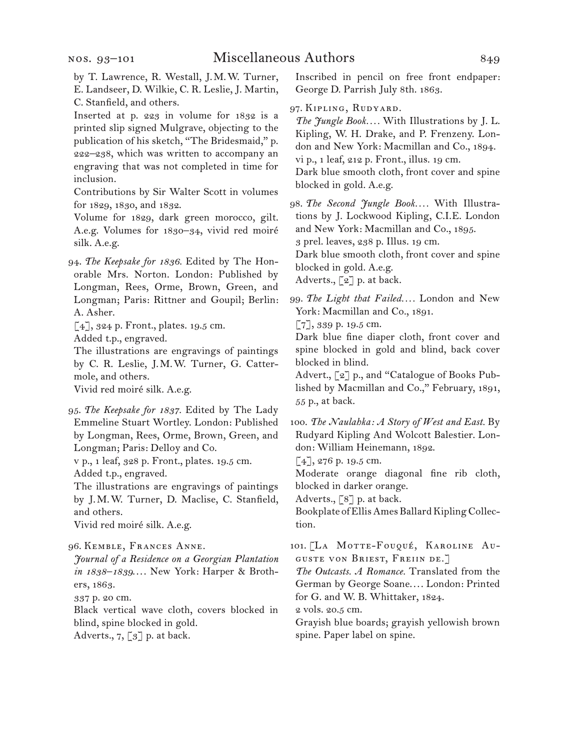by T. Lawrence, R. Westall, J.M.W. Turner, E. Landseer, D. Wilkie, C. R. Leslie, J. Martin, C. Stanfield, and others.

Inserted at p. 223 in volume for 1832 is a printed slip signed Mulgrave, objecting to the publication of his sketch, "The Bridesmaid," p. 222–238, which was written to accompany an engraving that was not completed in time for inclusion.

Contributions by Sir Walter Scott in volumes for 1829, 1830, and 1832.

Volume for 1829, dark green morocco, gilt. A.e.g. Volumes for 1830–34, vivid red moiré silk. A.e.g.

94. *The Keepsake for 1836.* Edited by The Honorable Mrs. Norton. London: Published by Longman, Rees, Orme, Brown, Green, and Longman; Paris: Rittner and Goupil; Berlin: A. Asher.
[4], 324 p. Front., plates. 19.5 cm.
Added t.p., engraved.
The illustrations are engravings of paintings by C. R. Leslie, J.M.W. Turner, G. Cattermole, and others.
Vivid red moiré silk. A.e.g.

95. *The Keepsake for 1837.* Edited by The Lady Emmeline Stuart Wortley. London: Published by Longman, Rees, Orme, Brown, Green, and Longman; Paris: Delloy and Co.
v p., 1 leaf, 328 p. Front., plates. 19.5 cm.
Added t.p., engraved.
The illustrations are engravings of paintings by J.M.W. Turner, D. Maclise, C. Stanfield, and others.
Vivid red moiré silk. A.e.g.

96. Kemble, Frances Anne.
*Journal of a Residence on a Georgian Plantation in 1838–1839.…* New York: Harper & Brothers, 1863.
337 p. 20 cm.
Black vertical wave cloth, covers blocked in blind, spine blocked in gold.
Adverts., 7, [3] p. at back.
Inscribed in pencil on free front endpaper: George D. Parrish July 8th. 1863.

97. Kipling, Rudyard.
*The Jungle Book.…* With Illustrations by J. L. Kipling, W. H. Drake, and P. Frenzeny. London and New York: Macmillan and Co., 1894.
vi p., 1 leaf, 212 p. Front., illus. 19 cm.
Dark blue smooth cloth, front cover and spine blocked in gold. A.e.g.

98. *The Second Jungle Book.…* With Illustrations by J. Lockwood Kipling, C.I.E. London and New York: Macmillan and Co., 1895.
3 prel. leaves, 238 p. Illus. 19 cm.
Dark blue smooth cloth, front cover and spine blocked in gold. A.e.g.
Adverts., [2] p. at back.

99. *The Light that Failed.…* London and New York: Macmillan and Co., 1891.
[7], 339 p. 19.5 cm.
Dark blue fine diaper cloth, front cover and spine blocked in gold and blind, back cover blocked in blind.
Advert., [2] p., and "Catalogue of Books Published by Macmillan and Co.," February, 1891, 55 p., at back.

100. *The Naulahka: A Story of West and East.* By Rudyard Kipling And Wolcott Balestier. London: William Heinemann, 1892.
[4], 276 p. 19.5 cm.
Moderate orange diagonal fine rib cloth, blocked in darker orange.
Adverts., [8] p. at back.
Bookplate of Ellis Ames Ballard Kipling Collection.

101. [La Motte-Fouqué, Karoline Auguste von Briest, Freiin de.]
*The Outcasts. A Romance.* Translated from the German by George Soane.… London: Printed for G. and W. B. Whittaker, 1824.
2 vols. 20.5 cm.
Grayish blue boards; grayish yellowish brown spine. Paper label on spine.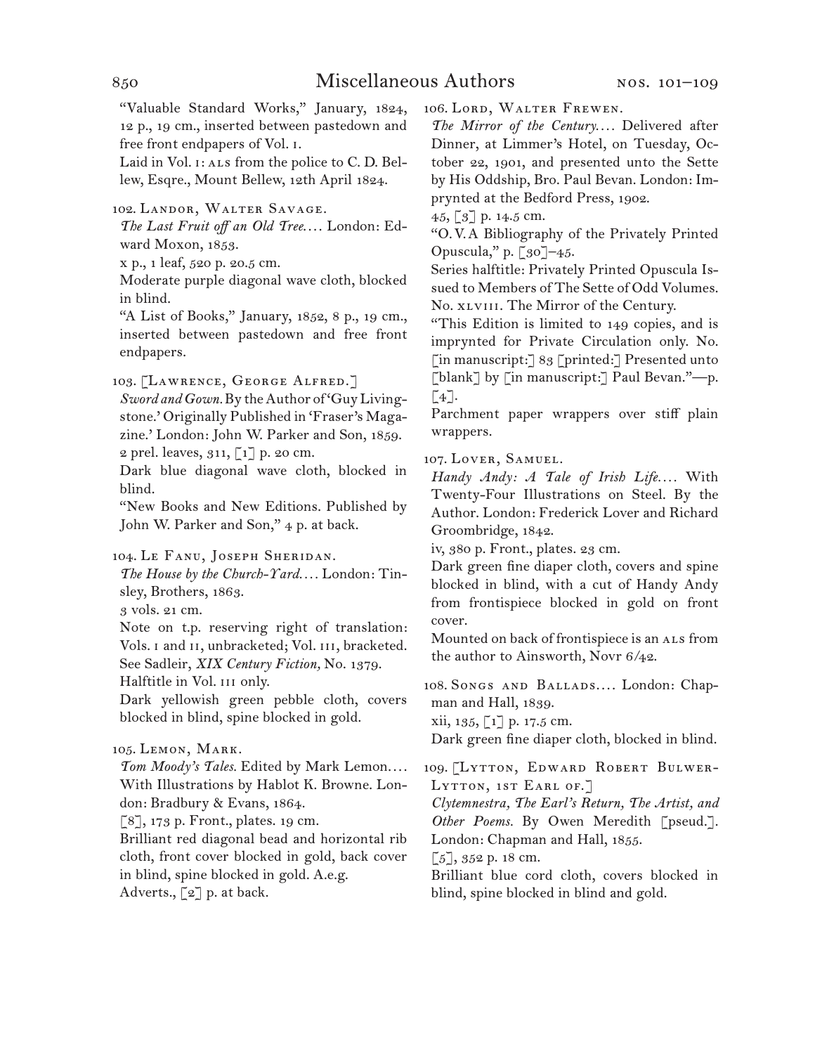"Valuable Standard Works," January, 1824, 12 p., 19 cm., inserted between pastedown and free front endpapers of Vol. I.

Laid in Vol. I: ALS from the police to C. D. Bellew, Esqre., Mount Bellew, 12th April 1824.

102. Landor, Walter Savage.

*The Last Fruit off an Old Tree....* London: Edward Moxon, 1853.

x p., 1 leaf, 520 p. 20.5 cm.

Moderate purple diagonal wave cloth, blocked in blind.

"A List of Books," January, 1852, 8 p., 19 cm., inserted between pastedown and free front endpapers.

103. [Lawrence, George Alfred.]

*Sword and Gown.* By the Author of 'Guy Livingstone.' Originally Published in 'Fraser's Magazine.' London: John W. Parker and Son, 1859.

2 prel. leaves, 311, [1] p. 20 cm.

Dark blue diagonal wave cloth, blocked in blind.

"New Books and New Editions. Published by John W. Parker and Son," 4 p. at back.

104. Le Fanu, Joseph Sheridan.

*The House by the Church-Yard....* London: Tinsley, Brothers, 1863.

3 vols. 21 cm.

Note on t.p. reserving right of translation: Vols. I and II, unbracketed; Vol. III, bracketed. See Sadleir, *XIX Century Fiction,* No. 1379.

Halftitle in Vol. III only.

Dark yellowish green pebble cloth, covers blocked in blind, spine blocked in gold.

105. Lemon, Mark.

*Tom Moody's Tales.* Edited by Mark Lemon.... With Illustrations by Hablot K. Browne. London: Bradbury & Evans, 1864.

[8], 173 p. Front., plates. 19 cm.

Brilliant red diagonal bead and horizontal rib cloth, front cover blocked in gold, back cover in blind, spine blocked in gold. A.e.g.

Adverts., [2] p. at back.

106. Lord, Walter Frewen.

*The Mirror of the Century....* Delivered after Dinner, at Limmer's Hotel, on Tuesday, October 22, 1901, and presented unto the Sette by His Oddship, Bro. Paul Bevan. London: Imprynted at the Bedford Press, 1902.

45, [3] p. 14.5 cm.

"O. V. A Bibliography of the Privately Printed Opuscula," p. [30]–45.

Series halftitle: Privately Printed Opuscula Issued to Members of The Sette of Odd Volumes. No. XLVIII. The Mirror of the Century.

"This Edition is limited to 149 copies, and is imprynted for Private Circulation only. No. [in manuscript:] 83 [printed:] Presented unto [blank] by [in manuscript:] Paul Bevan."—p. [4].

Parchment paper wrappers over stiff plain wrappers.

107. Lover, Samuel.

*Handy Andy: A Tale of Irish Life....* With Twenty-Four Illustrations on Steel. By the Author. London: Frederick Lover and Richard Groombridge, 1842.

iv, 380 p. Front., plates. 23 cm.

Dark green fine diaper cloth, covers and spine blocked in blind, with a cut of Handy Andy from frontispiece blocked in gold on front cover.

Mounted on back of frontispiece is an ALS from the author to Ainsworth, Novr 6/42.

108. Songs and Ballads.... London: Chapman and Hall, 1839.

xii, 135, [1] p. 17.5 cm.

Dark green fine diaper cloth, blocked in blind.

109. [Lytton, Edward Robert Bulwer-Lytton, 1st Earl of.]

*Clytemnestra, The Earl's Return, The Artist, and Other Poems.* By Owen Meredith [pseud.]. London: Chapman and Hall, 1855.

[5], 352 p. 18 cm.

Brilliant blue cord cloth, covers blocked in blind, spine blocked in blind and gold.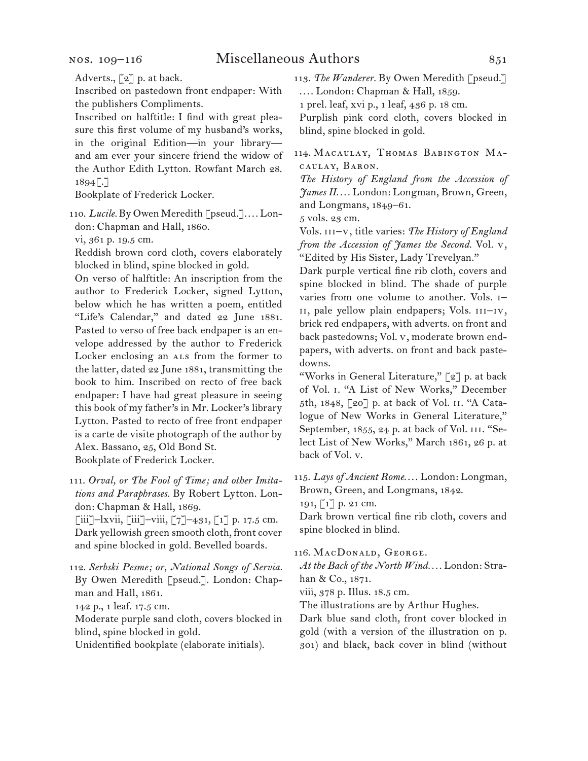Adverts., [2] p. at back.

Inscribed on pastedown front endpaper: With the publishers Compliments.

Inscribed on halftitle: I find with great pleasure this first volume of my husband's works, in the original Edition—in your library—and am ever your sincere friend the widow of the Author Edith Lytton. Rowfant March 28. 1894[.]

Bookplate of Frederick Locker.

110. *Lucile.* By Owen Meredith [pseud.]. . . . London: Chapman and Hall, 1860.

vi, 361 p. 19.5 cm.

Reddish brown cord cloth, covers elaborately blocked in blind, spine blocked in gold.

On verso of halftitle: An inscription from the author to Frederick Locker, signed Lytton, below which he has written a poem, entitled "Life's Calendar," and dated 22 June 1881. Pasted to verso of free back endpaper is an envelope addressed by the author to Frederick Locker enclosing an ALS from the former to the latter, dated 22 June 1881, transmitting the book to him. Inscribed on recto of free back endpaper: I have had great pleasure in seeing this book of my father's in Mr. Locker's library Lytton. Pasted to recto of free front endpaper is a carte de visite photograph of the author by Alex. Bassano, 25, Old Bond St.

Bookplate of Frederick Locker.

111. *Orval, or The Fool of Time; and other Imitations and Paraphrases.* By Robert Lytton. London: Chapman & Hall, 1869.

[iii]–lxvii, [iii]–viii, [7]–431, [1] p. 17.5 cm.

Dark yellowish green smooth cloth, front cover and spine blocked in gold. Bevelled boards.

112. *Serbski Pesme; or, National Songs of Servia.* By Owen Meredith [pseud.]. London: Chapman and Hall, 1861.

142 p., 1 leaf. 17.5 cm.

Moderate purple sand cloth, covers blocked in blind, spine blocked in gold.

Unidentified bookplate (elaborate initials).

113. *The Wanderer.* By Owen Meredith [pseud.] . . . . London: Chapman & Hall, 1859.

1 prel. leaf, xvi p., 1 leaf, 436 p. 18 cm.

Purplish pink cord cloth, covers blocked in blind, spine blocked in gold.

114. Macaulay, Thomas Babington Macaulay, Baron.

*The History of England from the Accession of James II.* . . . London: Longman, Brown, Green, and Longmans, 1849–61.

5 vols. 23 cm.

Vols. III–V, title varies: *The History of England from the Accession of James the Second.* Vol. V, "Edited by His Sister, Lady Trevelyan."

Dark purple vertical fine rib cloth, covers and spine blocked in blind. The shade of purple varies from one volume to another. Vols. I–II, pale yellow plain endpapers; Vols. III–IV, brick red endpapers, with adverts. on front and back pastedowns; Vol. V, moderate brown endpapers, with adverts. on front and back pastedowns.

"Works in General Literature," [2] p. at back of Vol. I. "A List of New Works," December 5th, 1848, [20] p. at back of Vol. II. "A Catalogue of New Works in General Literature," September, 1855, 24 p. at back of Vol. III. "Select List of New Works," March 1861, 26 p. at back of Vol. V.

115. *Lays of Ancient Rome.* . . . London: Longman, Brown, Green, and Longmans, 1842.

191, [1] p. 21 cm.

Dark brown vertical fine rib cloth, covers and spine blocked in blind.

116. MacDonald, George.

*At the Back of the North Wind.* . . . London: Strahan & Co., 1871.

viii, 378 p. Illus. 18.5 cm.

The illustrations are by Arthur Hughes.

Dark blue sand cloth, front cover blocked in gold (with a version of the illustration on p. 301) and black, back cover in blind (without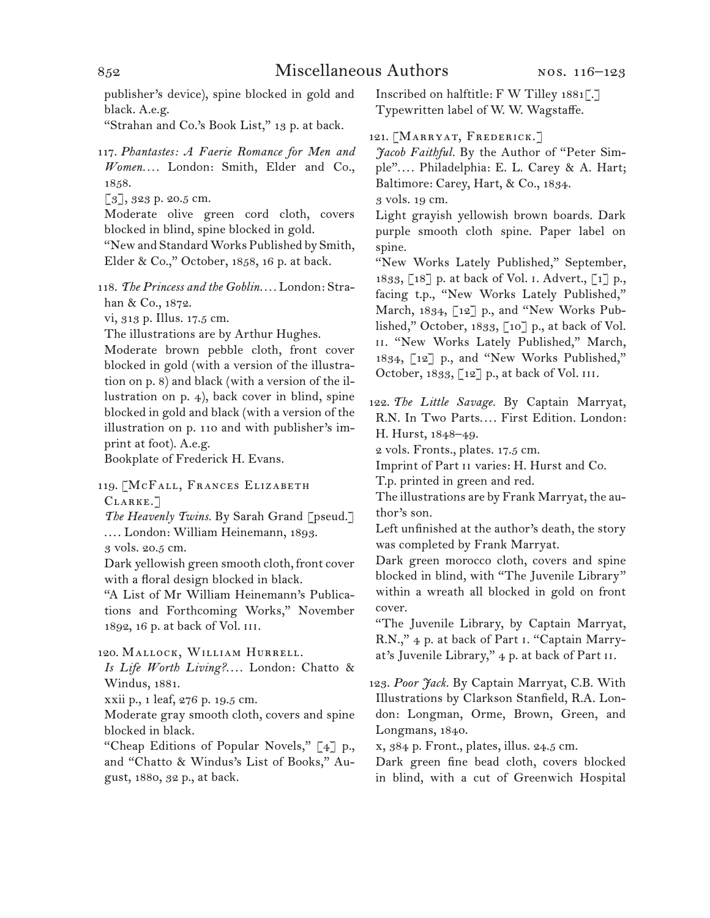publisher's device), spine blocked in gold and black. A.e.g.

"Strahan and Co.'s Book List," 13 p. at back.

117. *Phantastes: A Faerie Romance for Men and Women*. . . . London: Smith, Elder and Co., 1858.

[3], 323 p. 20.5 cm.

Moderate olive green cord cloth, covers blocked in blind, spine blocked in gold.

"New and Standard Works Published by Smith, Elder & Co.," October, 1858, 16 p. at back.

118. *The Princess and the Goblin*. . . . London: Strahan & Co., 1872.

vi, 313 p. Illus. 17.5 cm.

The illustrations are by Arthur Hughes.

Moderate brown pebble cloth, front cover blocked in gold (with a version of the illustration on p. 8) and black (with a version of the illustration on p. 4), back cover in blind, spine blocked in gold and black (with a version of the illustration on p. 110 and with publisher's imprint at foot). A.e.g.

Bookplate of Frederick H. Evans.

119. [McFall, Frances Elizabeth Clarke.]

*The Heavenly Twins*. By Sarah Grand [pseud.] . . . . London: William Heinemann, 1893.

3 vols. 20.5 cm.

Dark yellowish green smooth cloth, front cover with a floral design blocked in black.

"A List of Mr William Heinemann's Publications and Forthcoming Works," November 1892, 16 p. at back of Vol. iii.

120. Mallock, William Hurrell.

*Is Life Worth Living?*. . . . London: Chatto & Windus, 1881.

xxii p., 1 leaf, 276 p. 19.5 cm.

Moderate gray smooth cloth, covers and spine blocked in black.

"Cheap Editions of Popular Novels," [4] p., and "Chatto & Windus's List of Books," August, 1880, 32 p., at back.

Inscribed on halftitle: F W Tilley 1881[.]

Typewritten label of W. W. Wagstaffe.

121. [Marryat, Frederick.]

*Jacob Faithful*. By the Author of "Peter Simple". . . . Philadelphia: E. L. Carey & A. Hart; Baltimore: Carey, Hart, & Co., 1834.

3 vols. 19 cm.

Light grayish yellowish brown boards. Dark purple smooth cloth spine. Paper label on spine.

"New Works Lately Published," September, 1833, [18] p. at back of Vol. i. Advert., [1] p., facing t.p., "New Works Lately Published," March, 1834, [12] p., and "New Works Published," October, 1833, [10] p., at back of Vol. ii. "New Works Lately Published," March, 1834, [12] p., and "New Works Published," October, 1833, [12] p., at back of Vol. iii.

122. *The Little Savage*. By Captain Marryat, R.N. In Two Parts. . . . First Edition. London: H. Hurst, 1848–49.

2 vols. Fronts., plates. 17.5 cm.

Imprint of Part ii varies: H. Hurst and Co.

T.p. printed in green and red.

The illustrations are by Frank Marryat, the author's son.

Left unfinished at the author's death, the story was completed by Frank Marryat.

Dark green morocco cloth, covers and spine blocked in blind, with "The Juvenile Library" within a wreath all blocked in gold on front cover.

"The Juvenile Library, by Captain Marryat, R.N.," 4 p. at back of Part i. "Captain Marryat's Juvenile Library," 4 p. at back of Part ii.

123. *Poor Jack*. By Captain Marryat, C.B. With Illustrations by Clarkson Stanfield, R.A. London: Longman, Orme, Brown, Green, and Longmans, 1840.

x, 384 p. Front., plates, illus. 24.5 cm.

Dark green fine bead cloth, covers blocked in blind, with a cut of Greenwich Hospital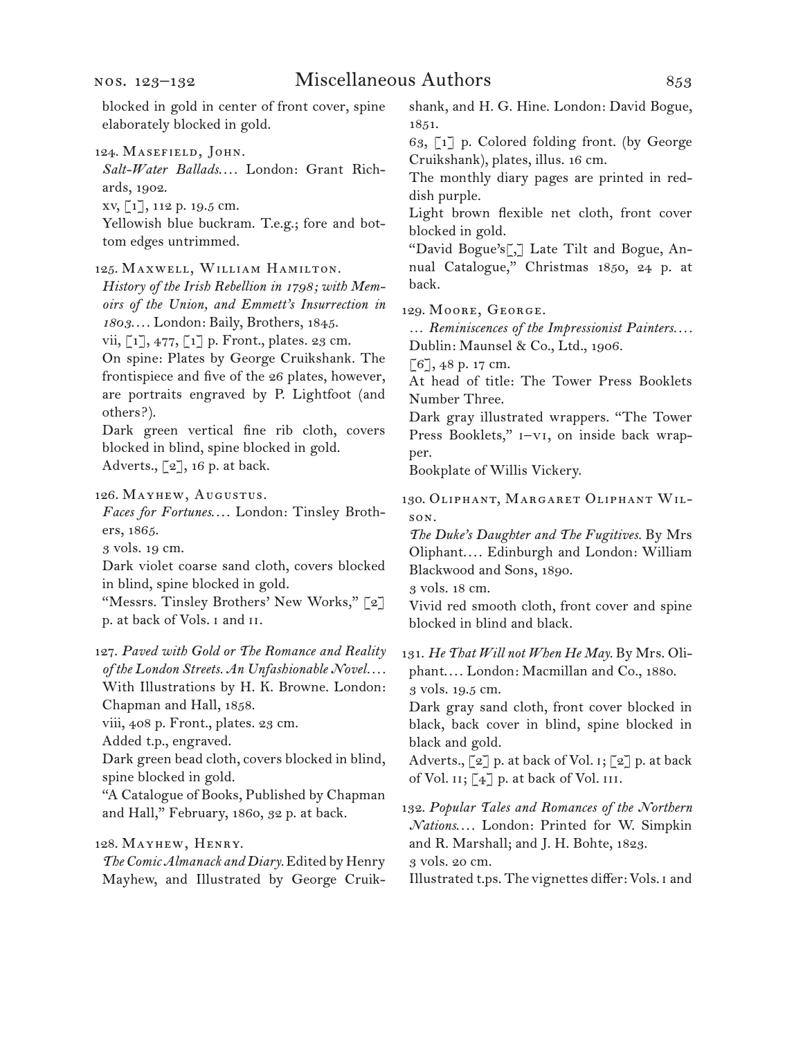blocked in gold in center of front cover, spine elaborately blocked in gold.

124. Masefield, John.
*Salt-Water Ballads.…* London: Grant Richards, 1902.
xv, [1], 112 p. 19.5 cm.
Yellowish blue buckram. T.e.g.; fore and bottom edges untrimmed.

125. Maxwell, William Hamilton.
*History of the Irish Rebellion in 1798; with Memoirs of the Union, and Emmett's Insurrection in 1803.…* London: Baily, Brothers, 1845.
vii, [1], 477, [1] p. Front., plates. 23 cm.
On spine: Plates by George Cruikshank. The frontispiece and five of the 26 plates, however, are portraits engraved by P. Lightfoot (and others?).
Dark green vertical fine rib cloth, covers blocked in blind, spine blocked in gold.
Adverts., [2], 16 p. at back.

126. Mayhew, Augustus.
*Faces for Fortunes.…* London: Tinsley Brothers, 1865.
3 vols. 19 cm.
Dark violet coarse sand cloth, covers blocked in blind, spine blocked in gold.
"Messrs. Tinsley Brothers' New Works," [2] p. at back of Vols. i and ii.

127. *Paved with Gold or The Romance and Reality of the London Streets. An Unfashionable Novel.…* With Illustrations by H. K. Browne. London: Chapman and Hall, 1858.
viii, 408 p. Front., plates. 23 cm.
Added t.p., engraved.
Dark green bead cloth, covers blocked in blind, spine blocked in gold.
"A Catalogue of Books, Published by Chapman and Hall," February, 1860, 32 p. at back.

128. Mayhew, Henry.
*The Comic Almanack and Diary.* Edited by Henry Mayhew, and Illustrated by George Cruikshank, and H. G. Hine. London: David Bogue, 1851.
63, [1] p. Colored folding front. (by George Cruikshank), plates, illus. 16 cm.
The monthly diary pages are printed in reddish purple.
Light brown flexible net cloth, front cover blocked in gold.
"David Bogue's[,] Late Tilt and Bogue, Annual Catalogue," Christmas 1850, 24 p. at back.

129. Moore, George.
*… Reminiscences of the Impressionist Painters.…* Dublin: Maunsel & Co., Ltd., 1906.
[6], 48 p. 17 cm.
At head of title: The Tower Press Booklets Number Three.
Dark gray illustrated wrappers. "The Tower Press Booklets," i–vi, on inside back wrapper.
Bookplate of Willis Vickery.

130. Oliphant, Margaret Oliphant Wilson.
*The Duke's Daughter and The Fugitives.* By Mrs Oliphant.… Edinburgh and London: William Blackwood and Sons, 1890.
3 vols. 18 cm.
Vivid red smooth cloth, front cover and spine blocked in blind and black.

131. *He That Will not When He May.* By Mrs. Oliphant.… London: Macmillan and Co., 1880.
3 vols. 19.5 cm.
Dark gray sand cloth, front cover blocked in black, back cover in blind, spine blocked in black and gold.
Adverts., [2] p. at back of Vol. i; [2] p. at back of Vol. ii; [4] p. at back of Vol. iii.

132. *Popular Tales and Romances of the Northern Nations.…* London: Printed for W. Simpkin and R. Marshall; and J. H. Bohte, 1823.
3 vols. 20 cm.
Illustrated t.ps. The vignettes differ: Vols. i and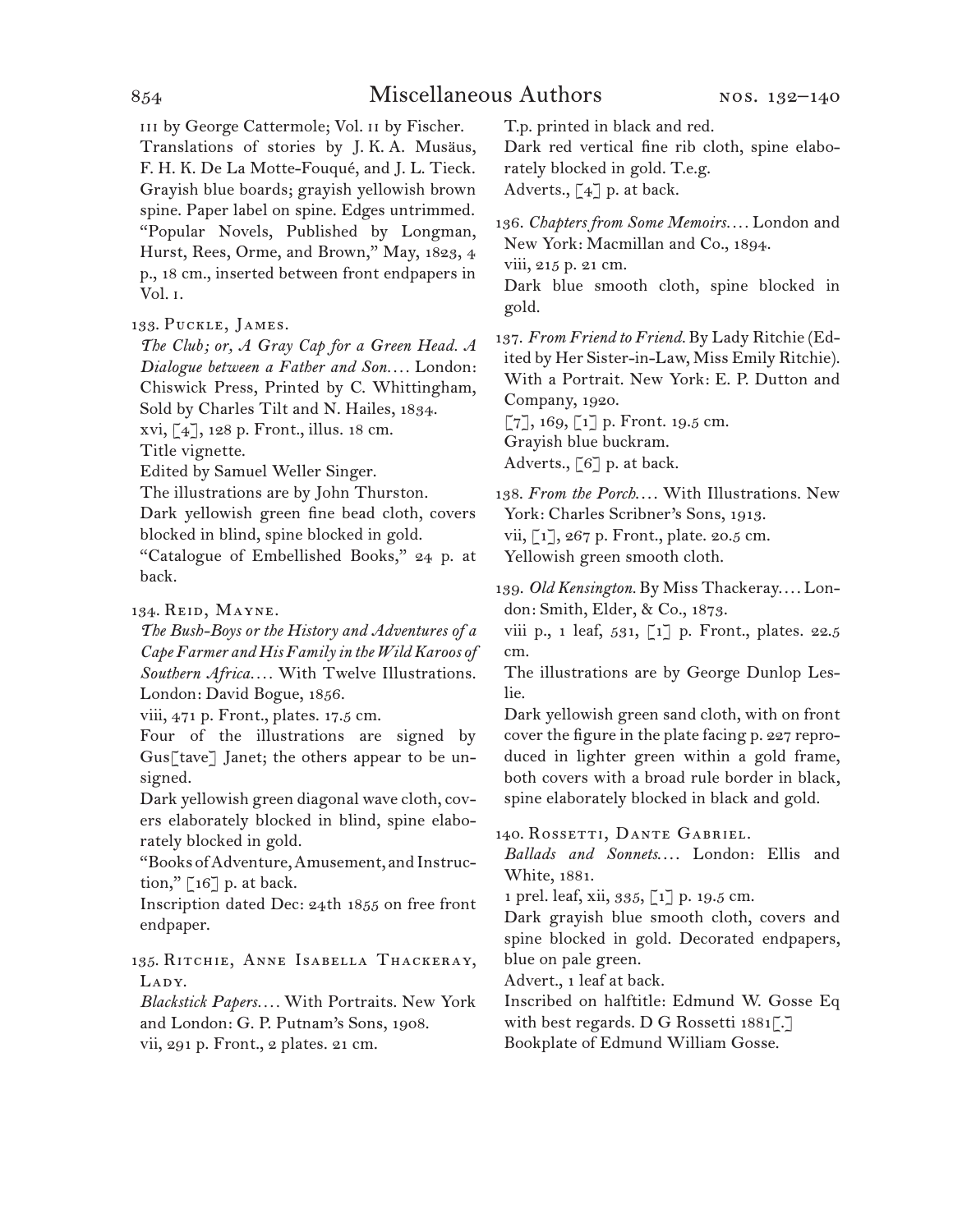III by George Cattermole; Vol. II by Fischer.
Translations of stories by J. K. A. Musäus, F. H. K. De La Motte-Fouqué, and J. L. Tieck.
Grayish blue boards; grayish yellowish brown spine. Paper label on spine. Edges untrimmed.
"Popular Novels, Published by Longman, Hurst, Rees, Orme, and Brown," May, 1823, 4 p., 18 cm., inserted between front endpapers in Vol. I.

133. Puckle, James.
*The Club; or, A Gray Cap for a Green Head. A Dialogue between a Father and Son. . . .* London: Chiswick Press, Printed by C. Whittingham, Sold by Charles Tilt and N. Hailes, 1834.
xvi, [4], 128 p. Front., illus. 18 cm.
Title vignette.
Edited by Samuel Weller Singer.
The illustrations are by John Thurston.
Dark yellowish green fine bead cloth, covers blocked in blind, spine blocked in gold.
"Catalogue of Embellished Books," 24 p. at back.

134. Reid, Mayne.
*The Bush-Boys or the History and Adventures of a Cape Farmer and His Family in the Wild Karoos of Southern Africa. . . .* With Twelve Illustrations. London: David Bogue, 1856.
viii, 471 p. Front., plates. 17.5 cm.
Four of the illustrations are signed by Gus[tave] Janet; the others appear to be unsigned.
Dark yellowish green diagonal wave cloth, covers elaborately blocked in blind, spine elaborately blocked in gold.
"Books of Adventure, Amusement, and Instruction," [16] p. at back.
Inscription dated Dec: 24th 1855 on free front endpaper.

135. Ritchie, Anne Isabella Thackeray, Lady.
*Blackstick Papers. . . .* With Portraits. New York and London: G. P. Putnam's Sons, 1908.
vii, 291 p. Front., 2 plates. 21 cm.
T.p. printed in black and red.
Dark red vertical fine rib cloth, spine elaborately blocked in gold. T.e.g.
Adverts., [4] p. at back.

136. *Chapters from Some Memoirs. . . .* London and New York: Macmillan and Co., 1894.
viii, 215 p. 21 cm.
Dark blue smooth cloth, spine blocked in gold.

137. *From Friend to Friend.* By Lady Ritchie (Edited by Her Sister-in-Law, Miss Emily Ritchie). With a Portrait. New York: E. P. Dutton and Company, 1920.
[7], 169, [1] p. Front. 19.5 cm.
Grayish blue buckram.
Adverts., [6] p. at back.

138. *From the Porch. . . .* With Illustrations. New York: Charles Scribner's Sons, 1913.
vii, [1], 267 p. Front., plate. 20.5 cm.
Yellowish green smooth cloth.

139. *Old Kensington.* By Miss Thackeray. . . . London: Smith, Elder, & Co., 1873.
viii p., 1 leaf, 531, [1] p. Front., plates. 22.5 cm.
The illustrations are by George Dunlop Leslie.
Dark yellowish green sand cloth, with on front cover the figure in the plate facing p. 227 reproduced in lighter green within a gold frame, both covers with a broad rule border in black, spine elaborately blocked in black and gold.

140. Rossetti, Dante Gabriel.
*Ballads and Sonnets. . . .* London: Ellis and White, 1881.
1 prel. leaf, xii, 335, [1] p. 19.5 cm.
Dark grayish blue smooth cloth, covers and spine blocked in gold. Decorated endpapers, blue on pale green.
Advert., 1 leaf at back.
Inscribed on halftitle: Edmund W. Gosse Eq with best regards. D G Rossetti 1881[.]
Bookplate of Edmund William Gosse.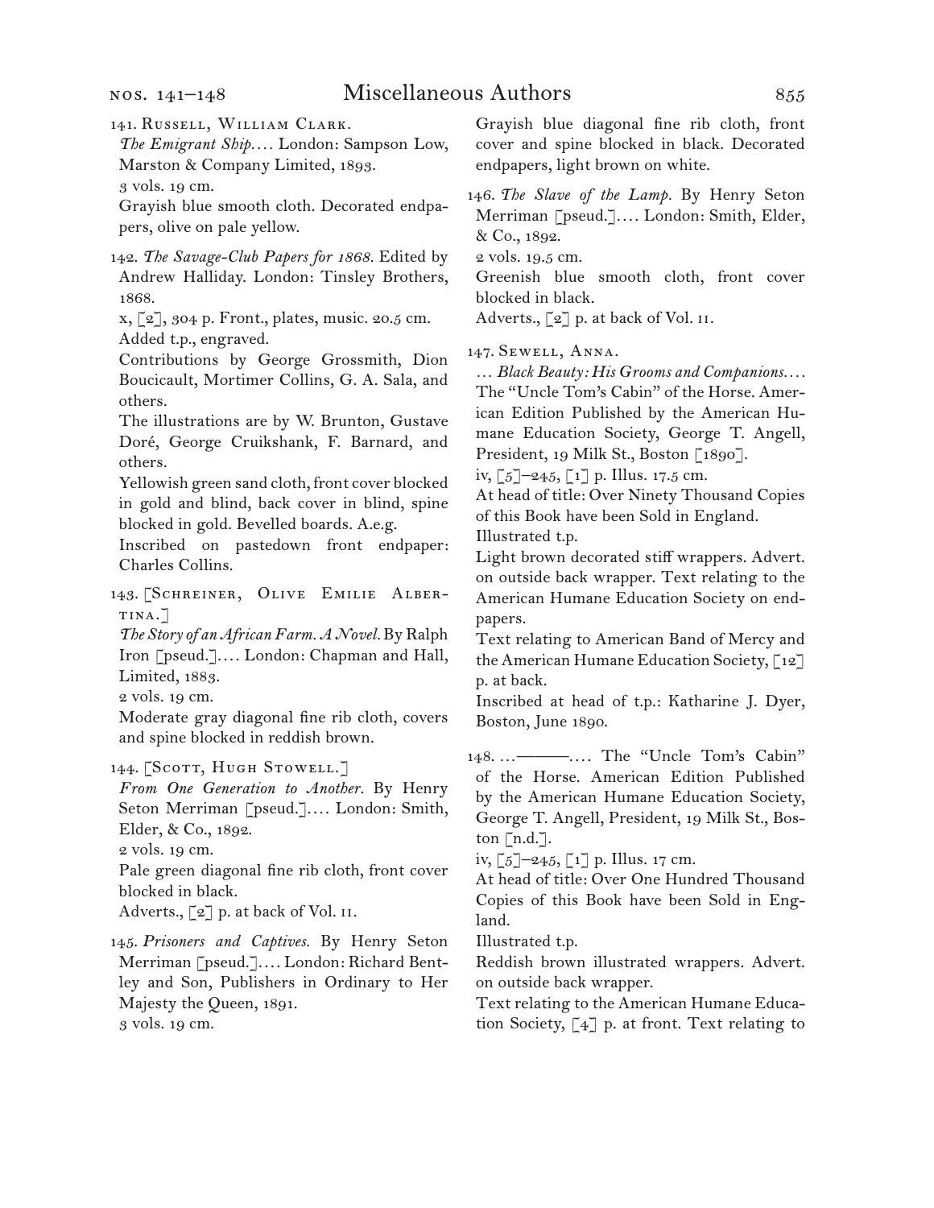141. Russell, William Clark.

*The Emigrant Ship.*... London: Sampson Low, Marston & Company Limited, 1893.

3 vols. 19 cm.

Grayish blue smooth cloth. Decorated endpapers, olive on pale yellow.

142. *The Savage-Club Papers for 1868.* Edited by Andrew Halliday. London: Tinsley Brothers, 1868.

x, [2], 304 p. Front., plates, music. 20.5 cm.

Added t.p., engraved.

Contributions by George Grossmith, Dion Boucicault, Mortimer Collins, G. A. Sala, and others.

The illustrations are by W. Brunton, Gustave Doré, George Cruikshank, F. Barnard, and others.

Yellowish green sand cloth, front cover blocked in gold and blind, back cover in blind, spine blocked in gold. Bevelled boards. A.e.g.

Inscribed on pastedown front endpaper: Charles Collins.

143. [Schreiner, Olive Emilie Albertina.]

*The Story of an African Farm. A Novel.* By Ralph Iron [pseud.].... London: Chapman and Hall, Limited, 1883.

2 vols. 19 cm.

Moderate gray diagonal fine rib cloth, covers and spine blocked in reddish brown.

144. [Scott, Hugh Stowell.]

*From One Generation to Another.* By Henry Seton Merriman [pseud.].... London: Smith, Elder, & Co., 1892.

2 vols. 19 cm.

Pale green diagonal fine rib cloth, front cover blocked in black.

Adverts., [2] p. at back of Vol. ii.

145. *Prisoners and Captives.* By Henry Seton Merriman [pseud.].... London: Richard Bentley and Son, Publishers in Ordinary to Her Majesty the Queen, 1891.

3 vols. 19 cm.

Grayish blue diagonal fine rib cloth, front cover and spine blocked in black. Decorated endpapers, light brown on white.

146. *The Slave of the Lamp.* By Henry Seton Merriman [pseud.].... London: Smith, Elder, & Co., 1892.

2 vols. 19.5 cm.

Greenish blue smooth cloth, front cover blocked in black.

Adverts., [2] p. at back of Vol. ii.

147. Sewell, Anna.

... *Black Beauty: His Grooms and Companions.*... The "Uncle Tom's Cabin" of the Horse. American Edition Published by the American Humane Education Society, George T. Angell, President, 19 Milk St., Boston [1890].

iv, [5]–245, [1] p. Illus. 17.5 cm.

At head of title: Over Ninety Thousand Copies of this Book have been Sold in England.

Illustrated t.p.

Light brown decorated stiff wrappers. Advert. on outside back wrapper. Text relating to the American Humane Education Society on endpapers.

Text relating to American Band of Mercy and the American Humane Education Society, [12] p. at back.

Inscribed at head of t.p.: Katharine J. Dyer, Boston, June 1890.

148. ...———.... The "Uncle Tom's Cabin" of the Horse. American Edition Published by the American Humane Education Society, George T. Angell, President, 19 Milk St., Boston [n.d.].

iv, [5]–245, [1] p. Illus. 17 cm.

At head of title: Over One Hundred Thousand Copies of this Book have been Sold in England.

Illustrated t.p.

Reddish brown illustrated wrappers. Advert. on outside back wrapper.

Text relating to the American Humane Education Society, [4] p. at front. Text relating to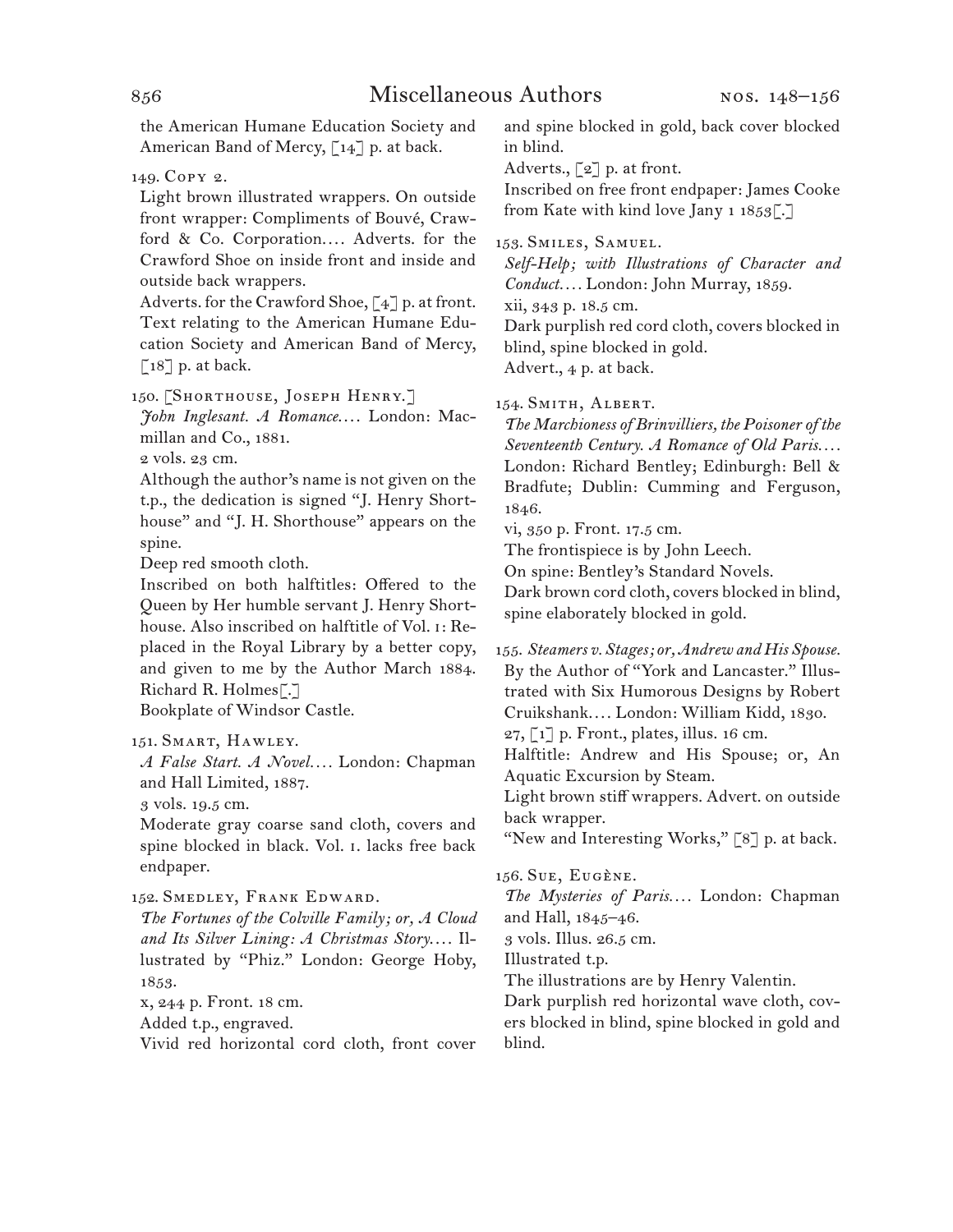the American Humane Education Society and American Band of Mercy, [14] p. at back.

149. Copy 2.

Light brown illustrated wrappers. On outside front wrapper: Compliments of Bouvé, Crawford & Co. Corporation.... Adverts. for the Crawford Shoe on inside front and inside and outside back wrappers.

Adverts. for the Crawford Shoe, [4] p. at front.

Text relating to the American Humane Education Society and American Band of Mercy, [18] p. at back.

150. [Shorthouse, Joseph Henry.]

*John Inglesant. A Romance....* London: Macmillan and Co., 1881.

2 vols. 23 cm.

Although the author's name is not given on the t.p., the dedication is signed "J. Henry Shorthouse" and "J. H. Shorthouse" appears on the spine.

Deep red smooth cloth.

Inscribed on both halftitles: Offered to the Queen by Her humble servant J. Henry Shorthouse. Also inscribed on halftitle of Vol. 1: Replaced in the Royal Library by a better copy, and given to me by the Author March 1884. Richard R. Holmes[.]

Bookplate of Windsor Castle.

151. Smart, Hawley.

*A False Start. A Novel....* London: Chapman and Hall Limited, 1887.

3 vols. 19.5 cm.

Moderate gray coarse sand cloth, covers and spine blocked in black. Vol. 1. lacks free back endpaper.

152. Smedley, Frank Edward.

*The Fortunes of the Colville Family; or, A Cloud and Its Silver Lining: A Christmas Story....* Illustrated by "Phiz." London: George Hoby, 1853.

x, 244 p. Front. 18 cm.

Added t.p., engraved.

Vivid red horizontal cord cloth, front cover and spine blocked in gold, back cover blocked in blind.

Adverts., [2] p. at front.

Inscribed on free front endpaper: James Cooke from Kate with kind love Jany 1 1853[.]

153. Smiles, Samuel.

*Self-Help; with Illustrations of Character and Conduct....* London: John Murray, 1859.

xii, 343 p. 18.5 cm.

Dark purplish red cord cloth, covers blocked in blind, spine blocked in gold.

Advert., 4 p. at back.

154. Smith, Albert.

*The Marchioness of Brinvilliers, the Poisoner of the Seventeenth Century. A Romance of Old Paris....* London: Richard Bentley; Edinburgh: Bell & Bradfute; Dublin: Cumming and Ferguson, 1846.

vi, 350 p. Front. 17.5 cm.

The frontispiece is by John Leech.

On spine: Bentley's Standard Novels.

Dark brown cord cloth, covers blocked in blind, spine elaborately blocked in gold.

155. *Steamers v. Stages; or, Andrew and His Spouse.* By the Author of "York and Lancaster." Illustrated with Six Humorous Designs by Robert Cruikshank.... London: William Kidd, 1830.

27, [1] p. Front., plates, illus. 16 cm.

Halftitle: Andrew and His Spouse; or, An Aquatic Excursion by Steam.

Light brown stiff wrappers. Advert. on outside back wrapper.

"New and Interesting Works," [8] p. at back.

156. Sue, Eugène.

*The Mysteries of Paris....* London: Chapman and Hall, 1845–46.

3 vols. Illus. 26.5 cm.

Illustrated t.p.

The illustrations are by Henry Valentin.

Dark purplish red horizontal wave cloth, covers blocked in blind, spine blocked in gold and blind.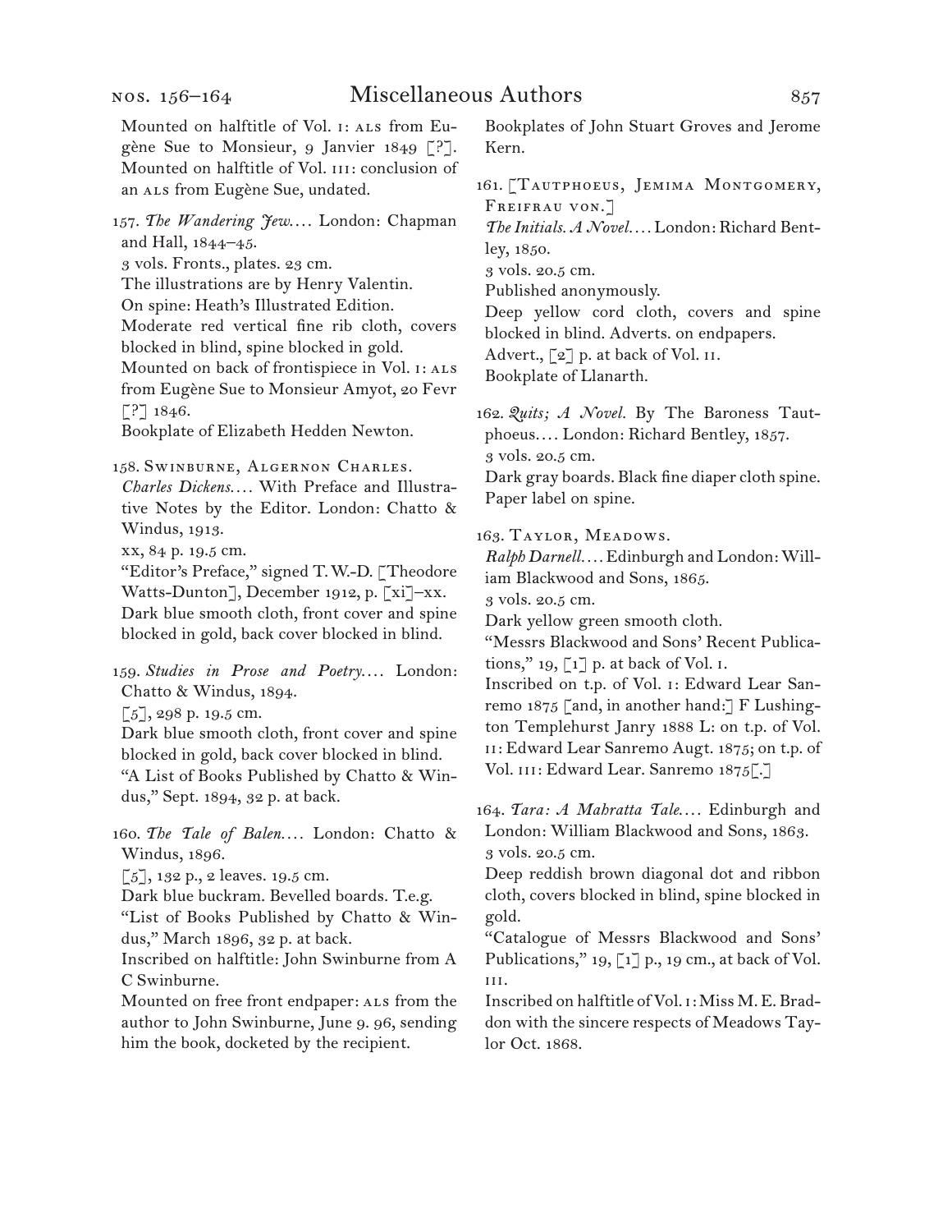Mounted on halftitle of Vol. i: als from Eugène Sue to Monsieur, 9 Janvier 1849 [?]. Mounted on halftitle of Vol. iii: conclusion of an als from Eugène Sue, undated.

157. *The Wandering Jew*. . . . London: Chapman and Hall, 1844–45.
3 vols. Fronts., plates. 23 cm.
The illustrations are by Henry Valentin.
On spine: Heath's Illustrated Edition.
Moderate red vertical fine rib cloth, covers blocked in blind, spine blocked in gold.
Mounted on back of frontispiece in Vol. i: als from Eugène Sue to Monsieur Amyot, 20 Fevr [?] 1846.
Bookplate of Elizabeth Hedden Newton.

158. Swinburne, Algernon Charles.
*Charles Dickens*. . . . With Preface and Illustrative Notes by the Editor. London: Chatto & Windus, 1913.
xx, 84 p. 19.5 cm.
"Editor's Preface," signed T. W.-D. [Theodore Watts-Dunton], December 1912, p. [xi]–xx.
Dark blue smooth cloth, front cover and spine blocked in gold, back cover blocked in blind.

159. *Studies in Prose and Poetry*. . . . London: Chatto & Windus, 1894.
[5], 298 p. 19.5 cm.
Dark blue smooth cloth, front cover and spine blocked in gold, back cover blocked in blind.
"A List of Books Published by Chatto & Windus," Sept. 1894, 32 p. at back.

160. *The Tale of Balen*. . . . London: Chatto & Windus, 1896.
[5], 132 p., 2 leaves. 19.5 cm.
Dark blue buckram. Bevelled boards. T.e.g.
"List of Books Published by Chatto & Windus," March 1896, 32 p. at back.
Inscribed on halftitle: John Swinburne from A C Swinburne.
Mounted on free front endpaper: als from the author to John Swinburne, June 9. 96, sending him the book, docketed by the recipient.
Bookplates of John Stuart Groves and Jerome Kern.

161. [Tautphoeus, Jemima Montgomery, Freifrau von.]
*The Initials. A Novel*. . . . London: Richard Bentley, 1850.
3 vols. 20.5 cm.
Published anonymously.
Deep yellow cord cloth, covers and spine blocked in blind. Adverts. on endpapers.
Advert., [2] p. at back of Vol. ii.
Bookplate of Llanarth.

162. *Quits; A Novel*. By The Baroness Tautphoeus. . . . London: Richard Bentley, 1857.
3 vols. 20.5 cm.
Dark gray boards. Black fine diaper cloth spine. Paper label on spine.

163. Taylor, Meadows.
*Ralph Darnell*. . . . Edinburgh and London: William Blackwood and Sons, 1865.
3 vols. 20.5 cm.
Dark yellow green smooth cloth.
"Messrs Blackwood and Sons' Recent Publications," 19, [1] p. at back of Vol. i.
Inscribed on t.p. of Vol. i: Edward Lear Sanremo 1875 [and, in another hand:] F Lushington Templehurst Janry 1888 L: on t.p. of Vol. ii: Edward Lear Sanremo Augt. 1875; on t.p. of Vol. iii: Edward Lear. Sanremo 1875[.]

164. *Tara: A Mahratta Tale*. . . . Edinburgh and London: William Blackwood and Sons, 1863.
3 vols. 20.5 cm.
Deep reddish brown diagonal dot and ribbon cloth, covers blocked in blind, spine blocked in gold.
"Catalogue of Messrs Blackwood and Sons' Publications," 19, [1] p., 19 cm., at back of Vol. iii.
Inscribed on halftitle of Vol. i: Miss M. E. Braddon with the sincere respects of Meadows Taylor Oct. 1868.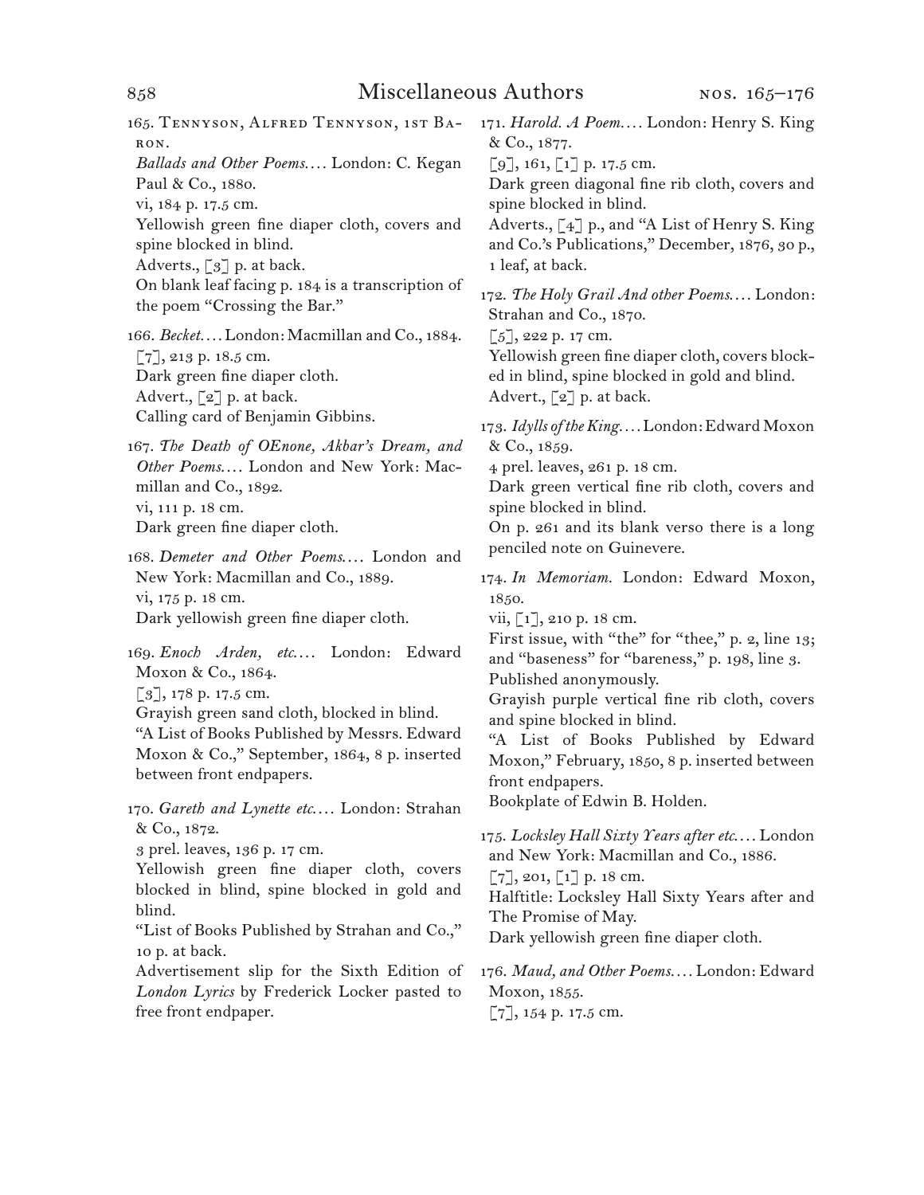165. Tennyson, Alfred Tennyson, 1st Baron.

*Ballads and Other Poems.*... London: C. Kegan Paul & Co., 1880.
vi, 184 p. 17.5 cm.
Yellowish green fine diaper cloth, covers and spine blocked in blind.
Adverts., [3] p. at back.
On blank leaf facing p. 184 is a transcription of the poem "Crossing the Bar."

166. *Becket.*... London: Macmillan and Co., 1884.
[7], 213 p. 18.5 cm.
Dark green fine diaper cloth.
Advert., [2] p. at back.
Calling card of Benjamin Gibbins.

167. *The Death of OEnone, Akbar's Dream, and Other Poems.*... London and New York: Macmillan and Co., 1892.
vi, 111 p. 18 cm.
Dark green fine diaper cloth.

168. *Demeter and Other Poems.*... London and New York: Macmillan and Co., 1889.
vi, 175 p. 18 cm.
Dark yellowish green fine diaper cloth.

169. *Enoch Arden, etc.*... London: Edward Moxon & Co., 1864.
[3], 178 p. 17.5 cm.
Grayish green sand cloth, blocked in blind.
"A List of Books Published by Messrs. Edward Moxon & Co.," September, 1864, 8 p. inserted between front endpapers.

170. *Gareth and Lynette etc.*... London: Strahan & Co., 1872.
3 prel. leaves, 136 p. 17 cm.
Yellowish green fine diaper cloth, covers blocked in blind, spine blocked in gold and blind.
"List of Books Published by Strahan and Co.," 10 p. at back.
Advertisement slip for the Sixth Edition of *London Lyrics* by Frederick Locker pasted to free front endpaper.

171. *Harold. A Poem.*... London: Henry S. King & Co., 1877.
[9], 161, [1] p. 17.5 cm.
Dark green diagonal fine rib cloth, covers and spine blocked in blind.
Adverts., [4] p., and "A List of Henry S. King and Co.'s Publications," December, 1876, 30 p., 1 leaf, at back.

172. *The Holy Grail And other Poems.*... London: Strahan and Co., 1870.
[5], 222 p. 17 cm.
Yellowish green fine diaper cloth, covers blocked in blind, spine blocked in gold and blind.
Advert., [2] p. at back.

173. *Idylls of the King.*... London: Edward Moxon & Co., 1859.
4 prel. leaves, 261 p. 18 cm.
Dark green vertical fine rib cloth, covers and spine blocked in blind.
On p. 261 and its blank verso there is a long penciled note on Guinevere.

174. *In Memoriam.* London: Edward Moxon, 1850.
vii, [1], 210 p. 18 cm.
First issue, with "the" for "thee," p. 2, line 13; and "baseness" for "bareness," p. 198, line 3.
Published anonymously.
Grayish purple vertical fine rib cloth, covers and spine blocked in blind.
"A List of Books Published by Edward Moxon," February, 1850, 8 p. inserted between front endpapers.
Bookplate of Edwin B. Holden.

175. *Locksley Hall Sixty Years after etc.*... London and New York: Macmillan and Co., 1886.
[7], 201, [1] p. 18 cm.
Halftitle: Locksley Hall Sixty Years after and The Promise of May.
Dark yellowish green fine diaper cloth.

176. *Maud, and Other Poems.*... London: Edward Moxon, 1855.
[7], 154 p. 17.5 cm.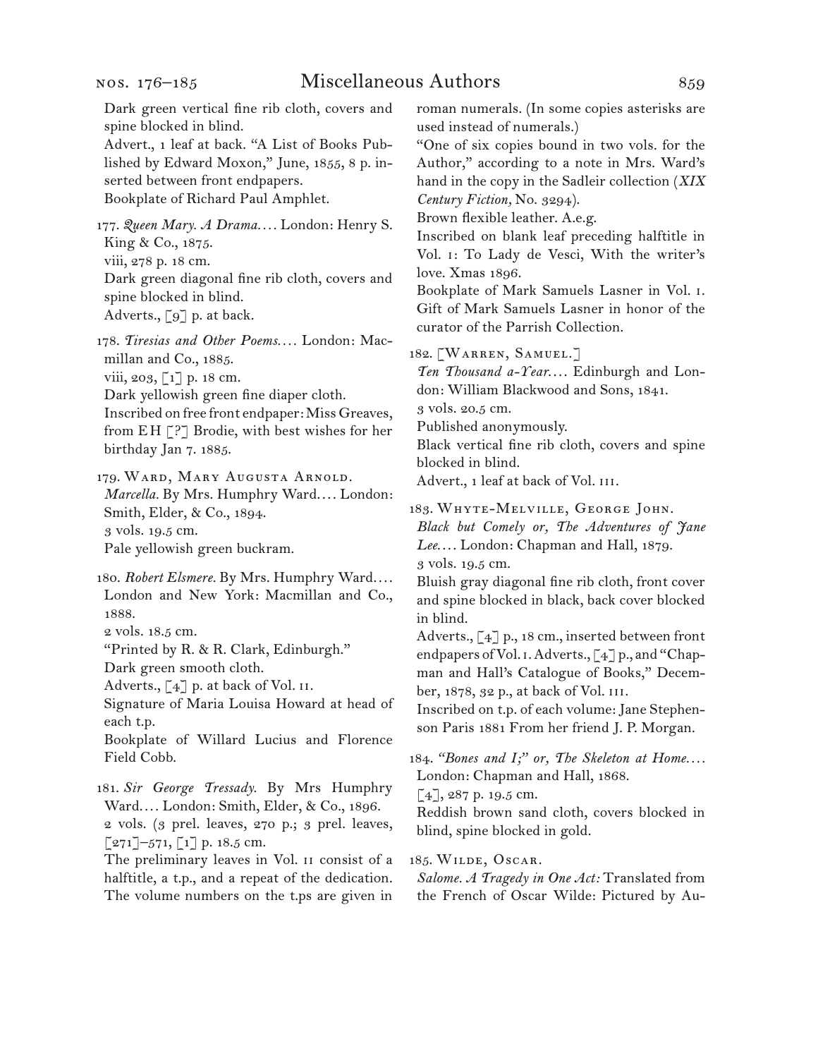Dark green vertical fine rib cloth, covers and spine blocked in blind.

Advert., 1 leaf at back. "A List of Books Published by Edward Moxon," June, 1855, 8 p. inserted between front endpapers.

Bookplate of Richard Paul Amphlet.

177. *Queen Mary. A Drama.* . . . London: Henry S. King & Co., 1875.
viii, 278 p. 18 cm.
Dark green diagonal fine rib cloth, covers and spine blocked in blind.
Adverts., [9] p. at back.

178. *Tiresias and Other Poems.* . . . London: Macmillan and Co., 1885.
viii, 203, [1] p. 18 cm.
Dark yellowish green fine diaper cloth.
Inscribed on free front endpaper: Miss Greaves, from E H [?] Brodie, with best wishes for her birthday Jan 7. 1885.

179. Ward, Mary Augusta Arnold.
*Marcella.* By Mrs. Humphry Ward. . . . London: Smith, Elder, & Co., 1894.
3 vols. 19.5 cm.
Pale yellowish green buckram.

180. *Robert Elsmere.* By Mrs. Humphry Ward. . . . London and New York: Macmillan and Co., 1888.
2 vols. 18.5 cm.
"Printed by R. & R. Clark, Edinburgh."
Dark green smooth cloth.
Adverts., [4] p. at back of Vol. ii.
Signature of Maria Louisa Howard at head of each t.p.
Bookplate of Willard Lucius and Florence Field Cobb.

181. *Sir George Tressady.* By Mrs Humphry Ward. . . . London: Smith, Elder, & Co., 1896.
2 vols. (3 prel. leaves, 270 p.; 3 prel. leaves, [271]–571, [1] p. 18.5 cm.
The preliminary leaves in Vol. ii consist of a halftitle, a t.p., and a repeat of the dedication. The volume numbers on the t.ps are given in roman numerals. (In some copies asterisks are used instead of numerals.)
"One of six copies bound in two vols. for the Author," according to a note in Mrs. Ward's hand in the copy in the Sadleir collection (*XIX Century Fiction,* No. 3294).
Brown flexible leather. A.e.g.
Inscribed on blank leaf preceding halftitle in Vol. i: To Lady de Vesci, With the writer's love. Xmas 1896.
Bookplate of Mark Samuels Lasner in Vol. i.
Gift of Mark Samuels Lasner in honor of the curator of the Parrish Collection.

182. [Warren, Samuel.]
*Ten Thousand a-Year.* . . . Edinburgh and London: William Blackwood and Sons, 1841.
3 vols. 20.5 cm.
Published anonymously.
Black vertical fine rib cloth, covers and spine blocked in blind.
Advert., 1 leaf at back of Vol. iii.

183. Whyte-Melville, George John.
*Black but Comely or, The Adventures of Jane Lee.* . . . London: Chapman and Hall, 1879.
3 vols. 19.5 cm.
Bluish gray diagonal fine rib cloth, front cover and spine blocked in black, back cover blocked in blind.
Adverts., [4] p., 18 cm., inserted between front endpapers of Vol. i. Adverts., [4] p., and "Chapman and Hall's Catalogue of Books," December, 1878, 32 p., at back of Vol. iii.
Inscribed on t.p. of each volume: Jane Stephenson Paris 1881 From her friend J. P. Morgan.

184. *"Bones and I;" or, The Skeleton at Home.* . . . London: Chapman and Hall, 1868.
[4], 287 p. 19.5 cm.
Reddish brown sand cloth, covers blocked in blind, spine blocked in gold.

185. Wilde, Oscar.
*Salome. A Tragedy in One Act:* Translated from the French of Oscar Wilde: Pictured by Au-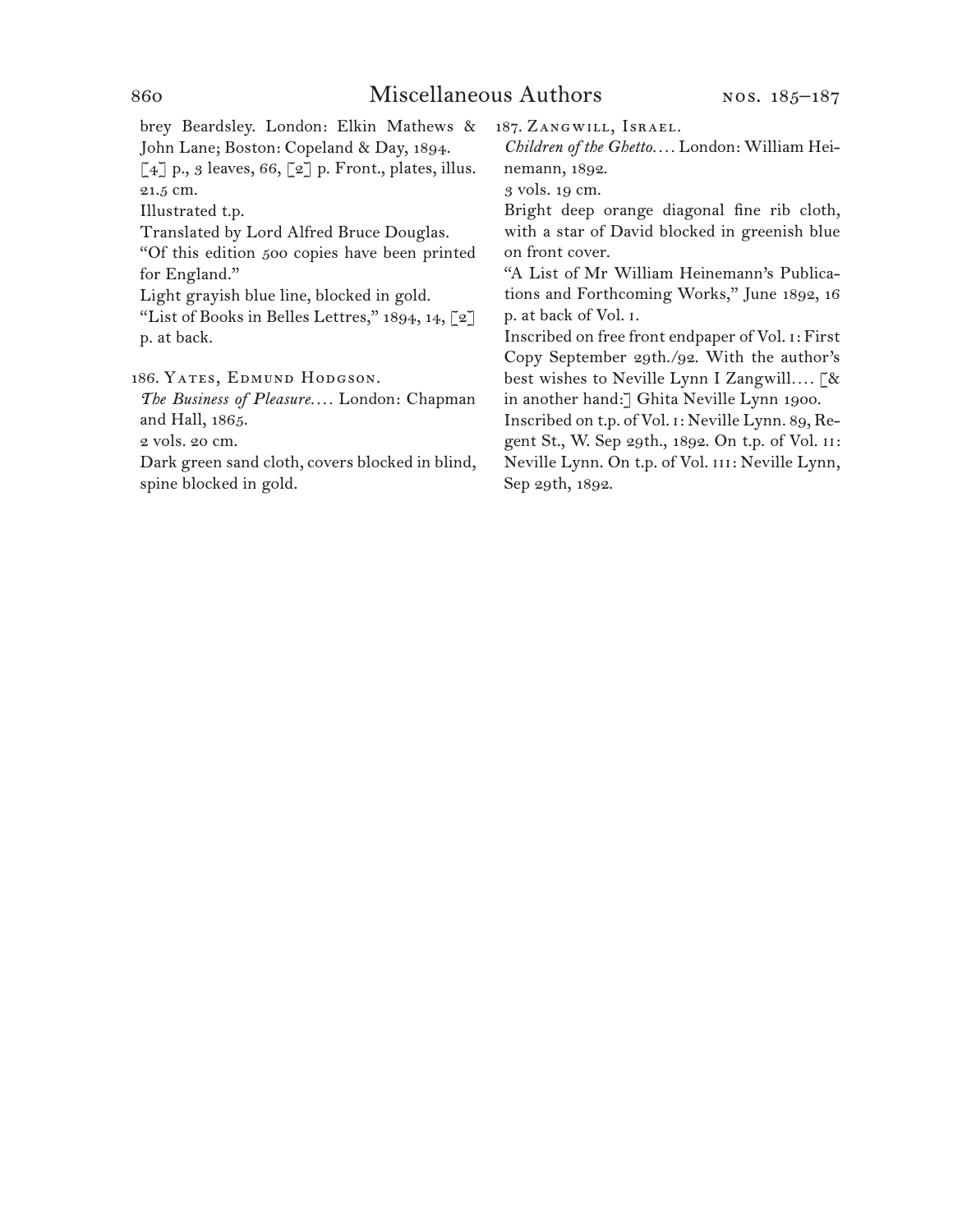brey Beardsley. London: Elkin Mathews & John Lane; Boston: Copeland & Day, 1894.
[4] p., 3 leaves, 66, [2] p. Front., plates, illus. 21.5 cm.
Illustrated t.p.
Translated by Lord Alfred Bruce Douglas.
"Of this edition 500 copies have been printed for England."
Light grayish blue line, blocked in gold.
"List of Books in Belles Lettres," 1894, 14, [2] p. at back.

186. Yates, Edmund Hodgson.
*The Business of Pleasure.*… London: Chapman and Hall, 1865.
2 vols. 20 cm.
Dark green sand cloth, covers blocked in blind, spine blocked in gold.

187. Zangwill, Israel.
*Children of the Ghetto.*… London: William Heinemann, 1892.
3 vols. 19 cm.
Bright deep orange diagonal fine rib cloth, with a star of David blocked in greenish blue on front cover.
"A List of Mr William Heinemann's Publications and Forthcoming Works," June 1892, 16 p. at back of Vol. I.
Inscribed on free front endpaper of Vol. I: First Copy September 29th./92. With the author's best wishes to Neville Lynn I Zangwill.… [& in another hand:] Ghita Neville Lynn 1900.
Inscribed on t.p. of Vol. I: Neville Lynn. 89, Regent St., W. Sep 29th., 1892. On t.p. of Vol. II: Neville Lynn. On t.p. of Vol. III: Neville Lynn, Sep 29th, 1892.